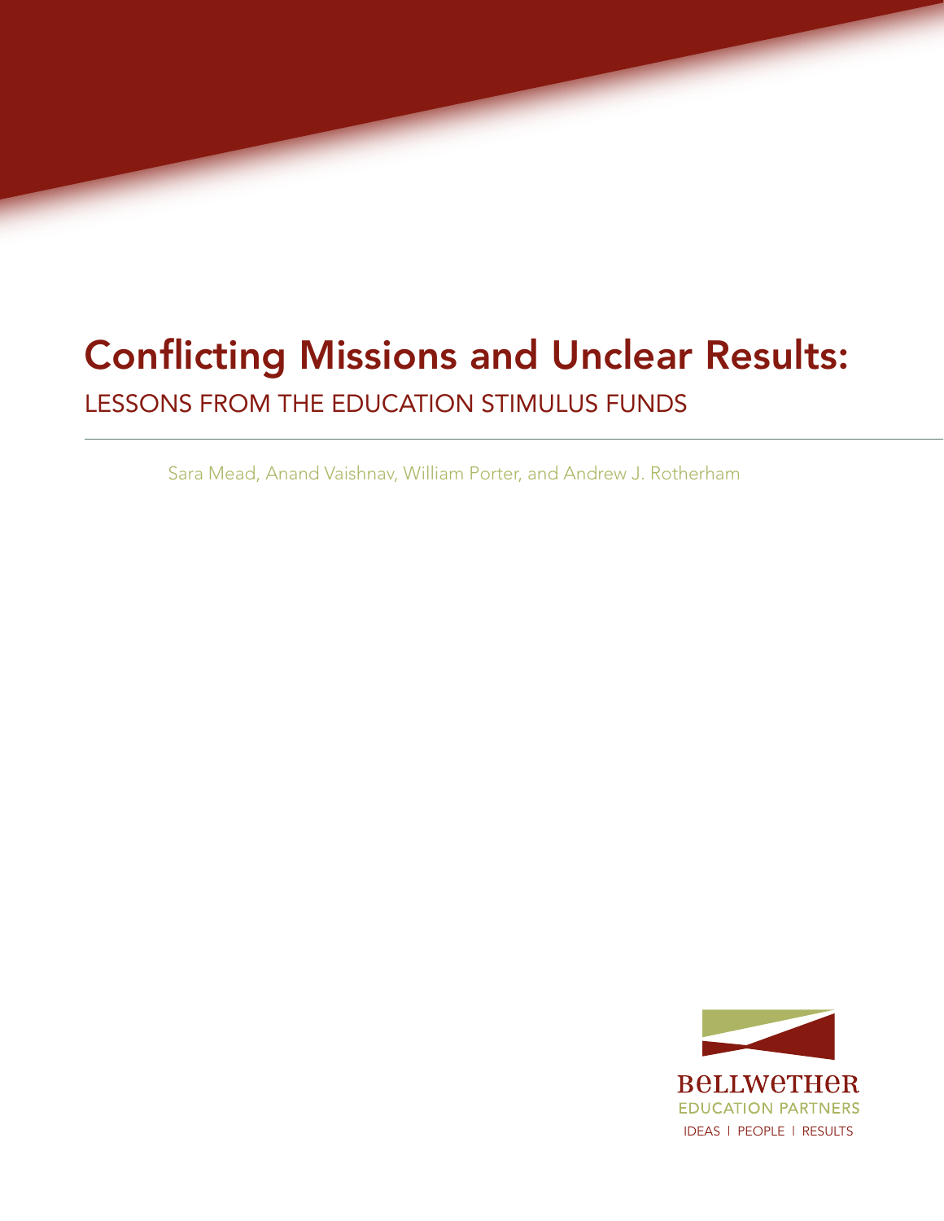# Conflicting Missions and Unclear Results:

## LESSONS FROM THE EDUCATION STIMULUS FUNDS

Sara Mead, Anand Vaishnav, William Porter, and Andrew J. Rotherham

BELLWETHER
EDUCATION PARTNERS
IDEAS | PEOPLE | RESULTS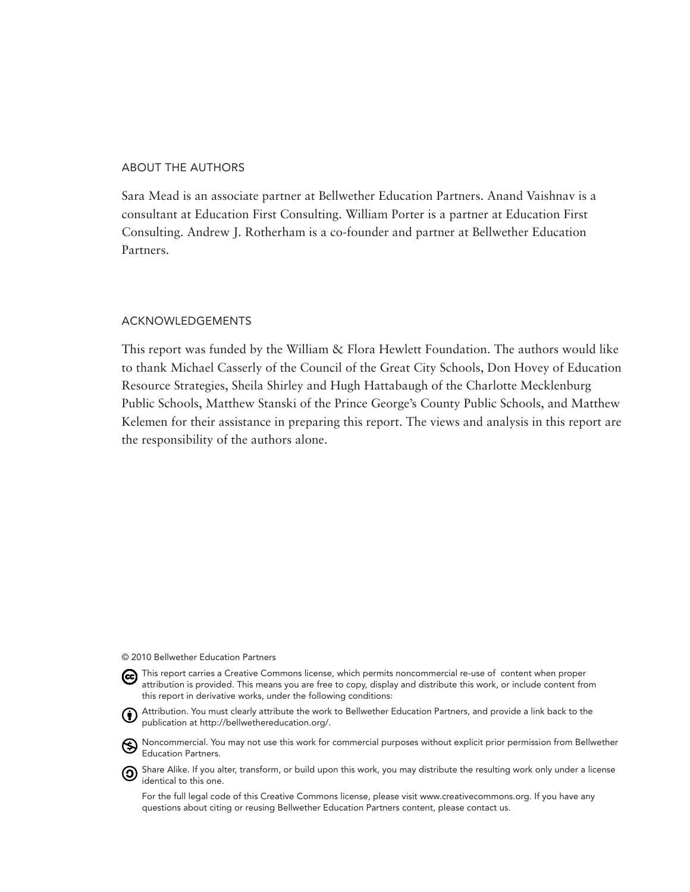## ABOUT THE AUTHORS

Sara Mead is an associate partner at Bellwether Education Partners. Anand Vaishnav is a consultant at Education First Consulting. William Porter is a partner at Education First Consulting. Andrew J. Rotherham is a co-founder and partner at Bellwether Education Partners.

## ACKNOWLEDGEMENTS

This report was funded by the William & Flora Hewlett Foundation. The authors would like to thank Michael Casserly of the Council of the Great City Schools, Don Hovey of Education Resource Strategies, Sheila Shirley and Hugh Hattabaugh of the Charlotte Mecklenburg Public Schools, Matthew Stanski of the Prince George's County Public Schools, and Matthew Kelemen for their assistance in preparing this report. The views and analysis in this report are the responsibility of the authors alone.

© 2010 Bellwether Education Partners

This report carries a Creative Commons license, which permits noncommercial re-use of content when proper attribution is provided. This means you are free to copy, display and distribute this work, or include content from this report in derivative works, under the following conditions:

Attribution. You must clearly attribute the work to Bellwether Education Partners, and provide a link back to the publication at http://bellwethereducation.org/.

Noncommercial. You may not use this work for commercial purposes without explicit prior permission from Bellwether Education Partners.

Share Alike. If you alter, transform, or build upon this work, you may distribute the resulting work only under a license identical to this one.

For the full legal code of this Creative Commons license, please visit www.creativecommons.org. If you have any questions about citing or reusing Bellwether Education Partners content, please contact us.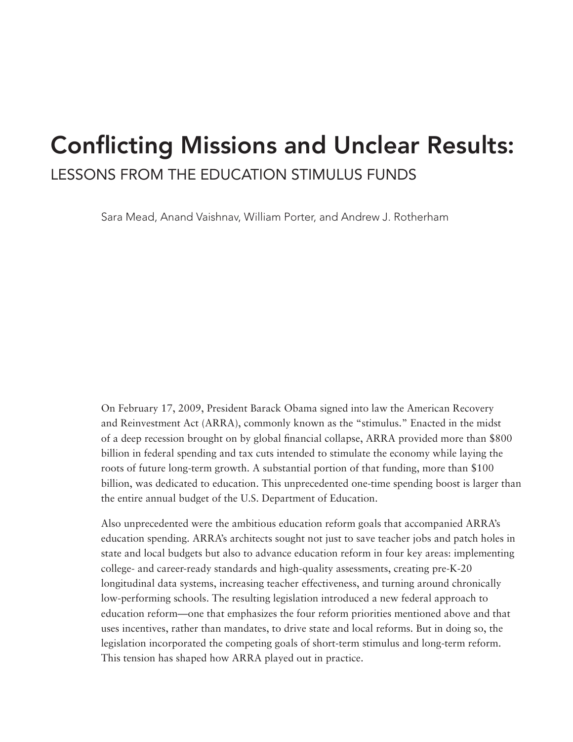# Conflicting Missions and Unclear Results:

## LESSONS FROM THE EDUCATION STIMULUS FUNDS

Sara Mead, Anand Vaishnav, William Porter, and Andrew J. Rotherham

On February 17, 2009, President Barack Obama signed into law the American Recovery and Reinvestment Act (ARRA), commonly known as the "stimulus." Enacted in the midst of a deep recession brought on by global financial collapse, ARRA provided more than $800 billion in federal spending and tax cuts intended to stimulate the economy while laying the roots of future long-term growth. A substantial portion of that funding, more than $100 billion, was dedicated to education. This unprecedented one-time spending boost is larger than the entire annual budget of the U.S. Department of Education.

Also unprecedented were the ambitious education reform goals that accompanied ARRA's education spending. ARRA's architects sought not just to save teacher jobs and patch holes in state and local budgets but also to advance education reform in four key areas: implementing college- and career-ready standards and high-quality assessments, creating pre-K-20 longitudinal data systems, increasing teacher effectiveness, and turning around chronically low-performing schools. The resulting legislation introduced a new federal approach to education reform—one that emphasizes the four reform priorities mentioned above and that uses incentives, rather than mandates, to drive state and local reforms. But in doing so, the legislation incorporated the competing goals of short-term stimulus and long-term reform. This tension has shaped how ARRA played out in practice.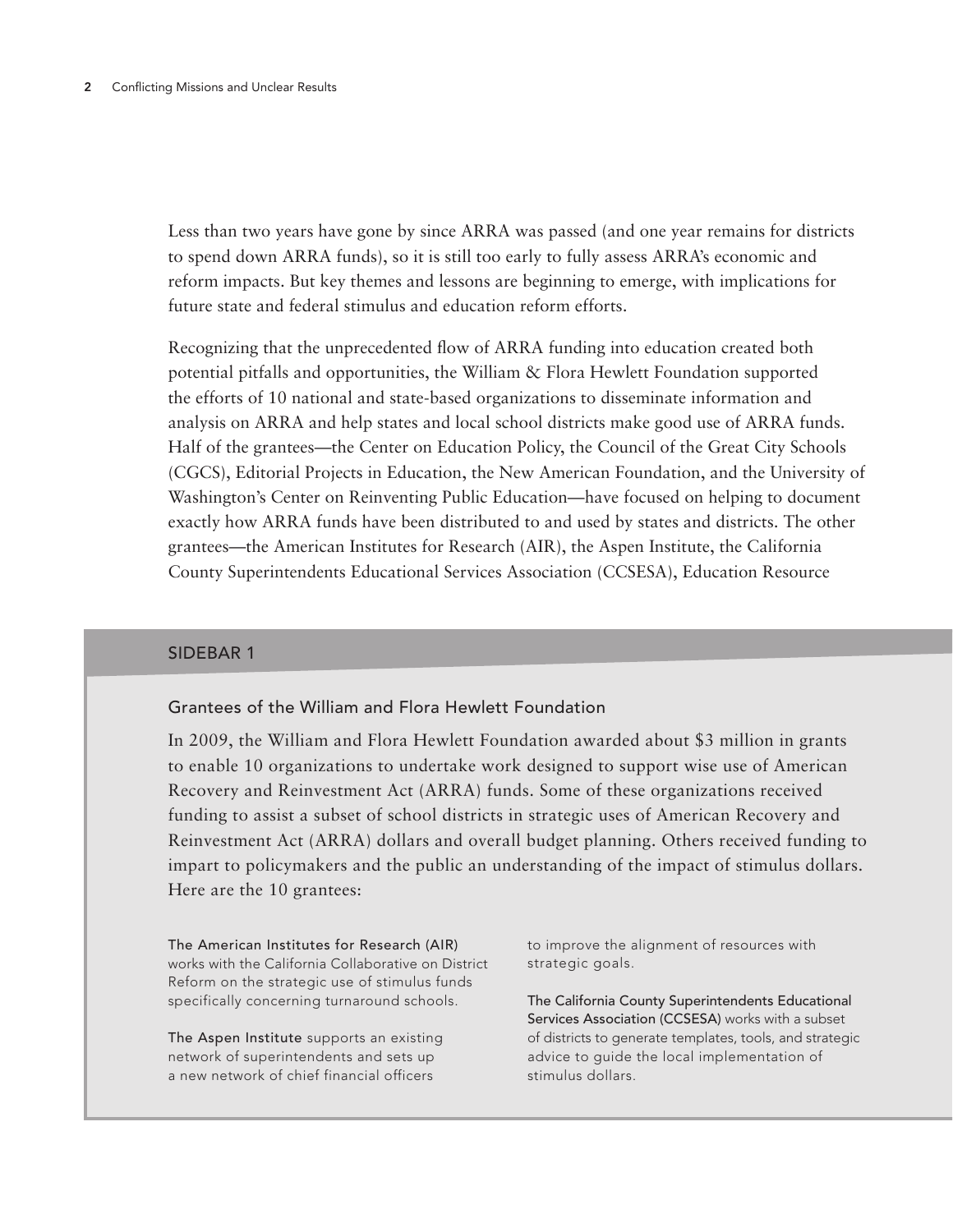Less than two years have gone by since ARRA was passed (and one year remains for districts to spend down ARRA funds), so it is still too early to fully assess ARRA's economic and reform impacts. But key themes and lessons are beginning to emerge, with implications for future state and federal stimulus and education reform efforts.

Recognizing that the unprecedented flow of ARRA funding into education created both potential pitfalls and opportunities, the William & Flora Hewlett Foundation supported the efforts of 10 national and state-based organizations to disseminate information and analysis on ARRA and help states and local school districts make good use of ARRA funds. Half of the grantees—the Center on Education Policy, the Council of the Great City Schools (CGCS), Editorial Projects in Education, the New American Foundation, and the University of Washington's Center on Reinventing Public Education—have focused on helping to document exactly how ARRA funds have been distributed to and used by states and districts. The other grantees—the American Institutes for Research (AIR), the Aspen Institute, the California County Superintendents Educational Services Association (CCSESA), Education Resource

## SIDEBAR 1

### Grantees of the William and Flora Hewlett Foundation

In 2009, the William and Flora Hewlett Foundation awarded about $3 million in grants to enable 10 organizations to undertake work designed to support wise use of American Recovery and Reinvestment Act (ARRA) funds. Some of these organizations received funding to assist a subset of school districts in strategic uses of American Recovery and Reinvestment Act (ARRA) dollars and overall budget planning. Others received funding to impart to policymakers and the public an understanding of the impact of stimulus dollars. Here are the 10 grantees:

**The American Institutes for Research (AIR)** works with the California Collaborative on District Reform on the strategic use of stimulus funds specifically concerning turnaround schools.

**The Aspen Institute** supports an existing network of superintendents and sets up a new network of chief financial officers to improve the alignment of resources with strategic goals.

**The California County Superintendents Educational Services Association (CCSESA)** works with a subset of districts to generate templates, tools, and strategic advice to guide the local implementation of stimulus dollars.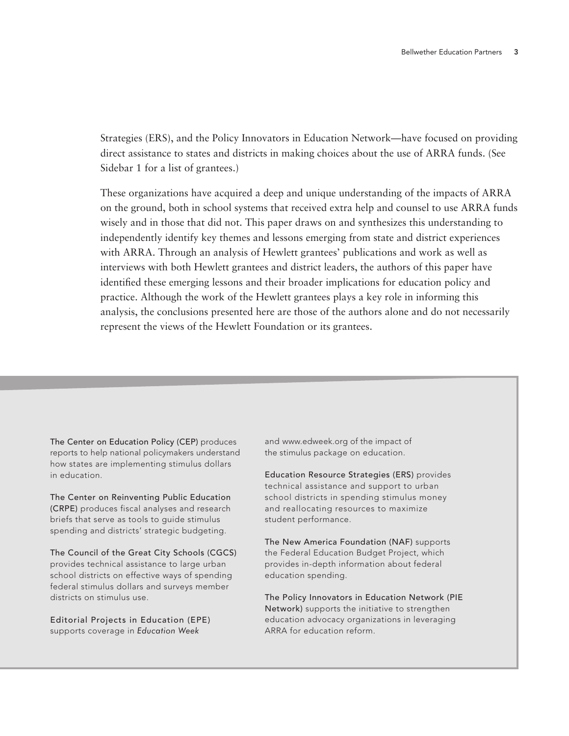Strategies (ERS), and the Policy Innovators in Education Network—have focused on providing direct assistance to states and districts in making choices about the use of ARRA funds. (See Sidebar 1 for a list of grantees.)

These organizations have acquired a deep and unique understanding of the impacts of ARRA on the ground, both in school systems that received extra help and counsel to use ARRA funds wisely and in those that did not. This paper draws on and synthesizes this understanding to independently identify key themes and lessons emerging from state and district experiences with ARRA. Through an analysis of Hewlett grantees' publications and work as well as interviews with both Hewlett grantees and district leaders, the authors of this paper have identified these emerging lessons and their broader implications for education policy and practice. Although the work of the Hewlett grantees plays a key role in informing this analysis, the conclusions presented here are those of the authors alone and do not necessarily represent the views of the Hewlett Foundation or its grantees.

**The Center on Education Policy (CEP)** produces reports to help national policymakers understand how states are implementing stimulus dollars in education.

**The Center on Reinventing Public Education (CRPE)** produces fiscal analyses and research briefs that serve as tools to guide stimulus spending and districts' strategic budgeting.

**The Council of the Great City Schools (CGCS)** provides technical assistance to large urban school districts on effective ways of spending federal stimulus dollars and surveys member districts on stimulus use.

**Editorial Projects in Education (EPE)** supports coverage in *Education Week* and www.edweek.org of the impact of the stimulus package on education.

**Education Resource Strategies (ERS)** provides technical assistance and support to urban school districts in spending stimulus money and reallocating resources to maximize student performance.

**The New America Foundation (NAF)** supports the Federal Education Budget Project, which provides in-depth information about federal education spending.

**The Policy Innovators in Education Network (PIE Network)** supports the initiative to strengthen education advocacy organizations in leveraging ARRA for education reform.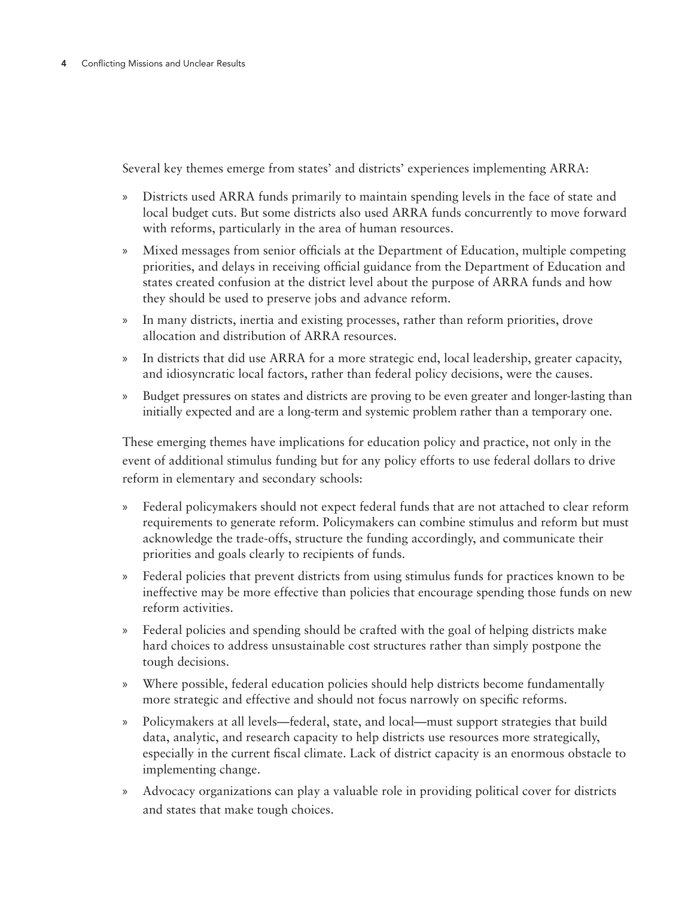Several key themes emerge from states' and districts' experiences implementing ARRA:

- Districts used ARRA funds primarily to maintain spending levels in the face of state and local budget cuts. But some districts also used ARRA funds concurrently to move forward with reforms, particularly in the area of human resources.
- Mixed messages from senior officials at the Department of Education, multiple competing priorities, and delays in receiving official guidance from the Department of Education and states created confusion at the district level about the purpose of ARRA funds and how they should be used to preserve jobs and advance reform.
- In many districts, inertia and existing processes, rather than reform priorities, drove allocation and distribution of ARRA resources.
- In districts that did use ARRA for a more strategic end, local leadership, greater capacity, and idiosyncratic local factors, rather than federal policy decisions, were the causes.
- Budget pressures on states and districts are proving to be even greater and longer-lasting than initially expected and are a long-term and systemic problem rather than a temporary one.

These emerging themes have implications for education policy and practice, not only in the event of additional stimulus funding but for any policy efforts to use federal dollars to drive reform in elementary and secondary schools:

- Federal policymakers should not expect federal funds that are not attached to clear reform requirements to generate reform. Policymakers can combine stimulus and reform but must acknowledge the trade-offs, structure the funding accordingly, and communicate their priorities and goals clearly to recipients of funds.
- Federal policies that prevent districts from using stimulus funds for practices known to be ineffective may be more effective than policies that encourage spending those funds on new reform activities.
- Federal policies and spending should be crafted with the goal of helping districts make hard choices to address unsustainable cost structures rather than simply postpone the tough decisions.
- Where possible, federal education policies should help districts become fundamentally more strategic and effective and should not focus narrowly on specific reforms.
- Policymakers at all levels—federal, state, and local—must support strategies that build data, analytic, and research capacity to help districts use resources more strategically, especially in the current fiscal climate. Lack of district capacity is an enormous obstacle to implementing change.
- Advocacy organizations can play a valuable role in providing political cover for districts and states that make tough choices.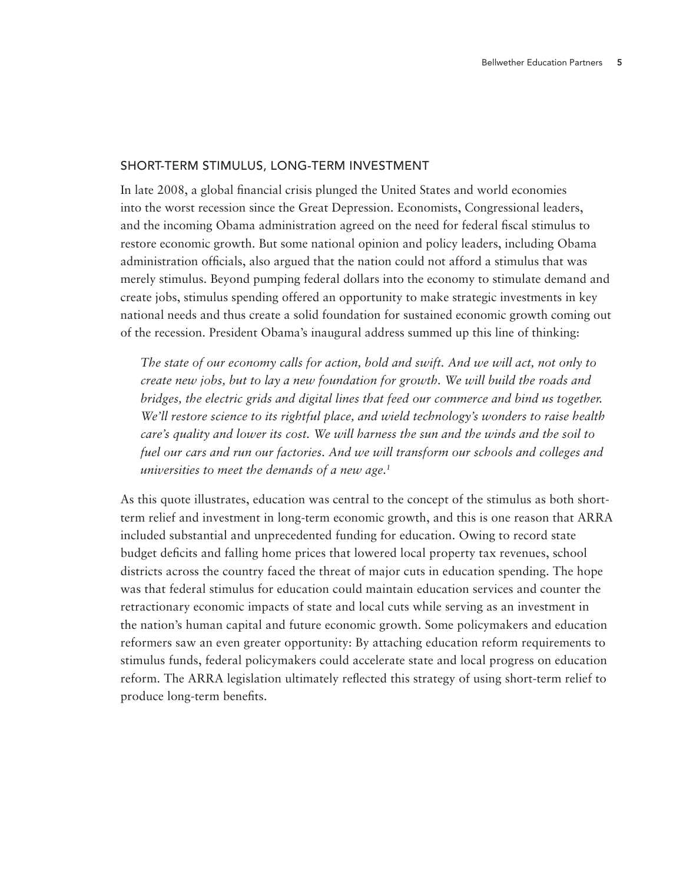## SHORT-TERM STIMULUS, LONG-TERM INVESTMENT

In late 2008, a global financial crisis plunged the United States and world economies into the worst recession since the Great Depression. Economists, Congressional leaders, and the incoming Obama administration agreed on the need for federal fiscal stimulus to restore economic growth. But some national opinion and policy leaders, including Obama administration officials, also argued that the nation could not afford a stimulus that was merely stimulus. Beyond pumping federal dollars into the economy to stimulate demand and create jobs, stimulus spending offered an opportunity to make strategic investments in key national needs and thus create a solid foundation for sustained economic growth coming out of the recession. President Obama's inaugural address summed up this line of thinking:

> *The state of our economy calls for action, bold and swift. And we will act, not only to create new jobs, but to lay a new foundation for growth. We will build the roads and bridges, the electric grids and digital lines that feed our commerce and bind us together. We'll restore science to its rightful place, and wield technology's wonders to raise health care's quality and lower its cost. We will harness the sun and the winds and the soil to fuel our cars and run our factories. And we will transform our schools and colleges and universities to meet the demands of a new age.*[1]

As this quote illustrates, education was central to the concept of the stimulus as both short-term relief and investment in long-term economic growth, and this is one reason that ARRA included substantial and unprecedented funding for education. Owing to record state budget deficits and falling home prices that lowered local property tax revenues, school districts across the country faced the threat of major cuts in education spending. The hope was that federal stimulus for education could maintain education services and counter the retractionary economic impacts of state and local cuts while serving as an investment in the nation's human capital and future economic growth. Some policymakers and education reformers saw an even greater opportunity: By attaching education reform requirements to stimulus funds, federal policymakers could accelerate state and local progress on education reform. The ARRA legislation ultimately reflected this strategy of using short-term relief to produce long-term benefits.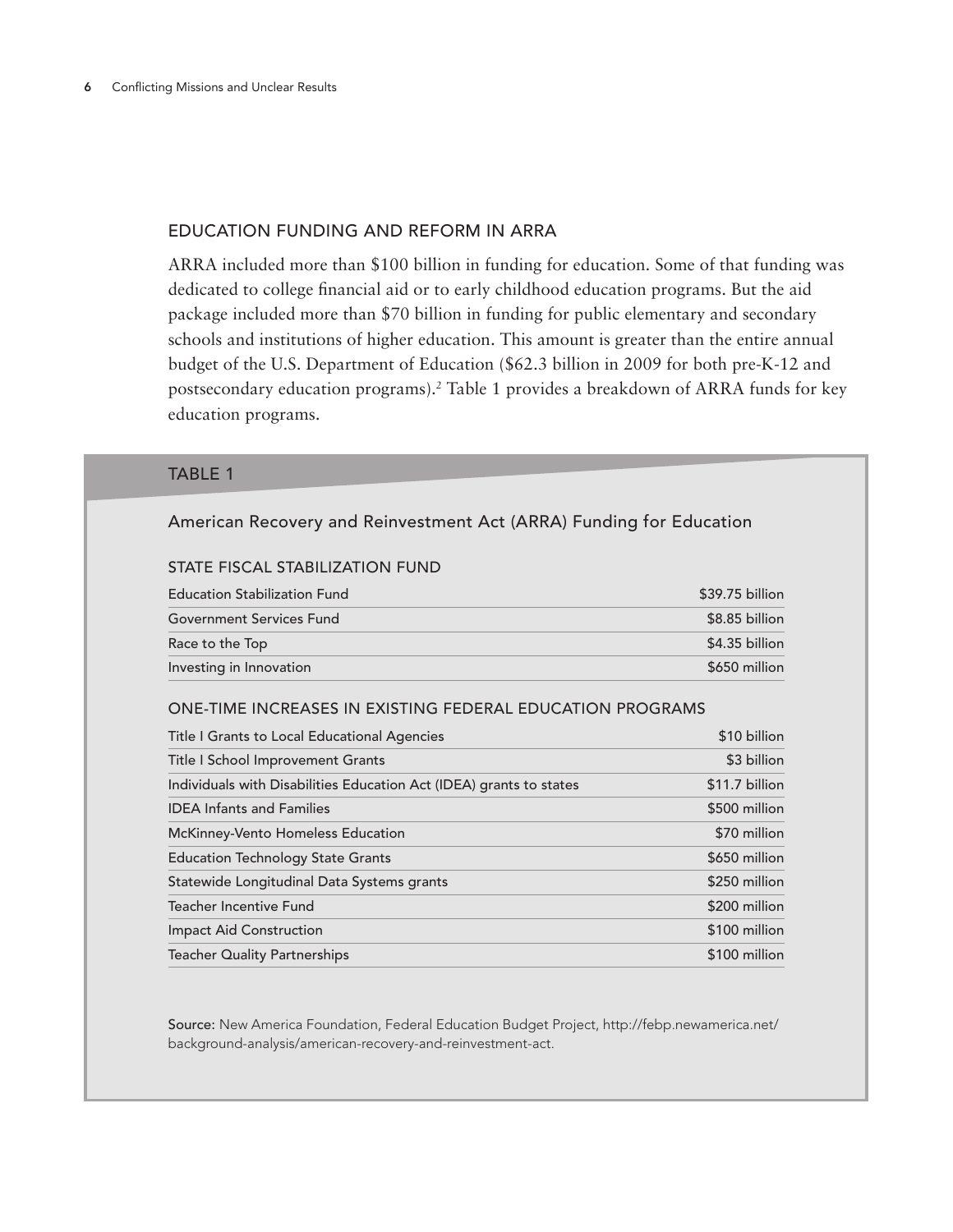## EDUCATION FUNDING AND REFORM IN ARRA

ARRA included more than $100 billion in funding for education. Some of that funding was dedicated to college financial aid or to early childhood education programs. But the aid package included more than $70 billion in funding for public elementary and secondary schools and institutions of higher education. This amount is greater than the entire annual budget of the U.S. Department of Education ($62.3 billion in 2009 for both pre-K-12 and postsecondary education programs).[2] Table 1 provides a breakdown of ARRA funds for key education programs.

### TABLE 1

American Recovery and Reinvestment Act (ARRA) Funding for Education

| Program | Funding |
|---|---|
| **STATE FISCAL STABILIZATION FUND** | |
| Education Stabilization Fund | $39.75 billion |
| Government Services Fund | $8.85 billion |
| Race to the Top | $4.35 billion |
| Investing in Innovation | $650 million |
| **ONE-TIME INCREASES IN EXISTING FEDERAL EDUCATION PROGRAMS** | |
| Title I Grants to Local Educational Agencies | $10 billion |
| Title I School Improvement Grants | $3 billion |
| Individuals with Disabilities Education Act (IDEA) grants to states | $11.7 billion |
| IDEA Infants and Families | $500 million |
| McKinney-Vento Homeless Education | $70 million |
| Education Technology State Grants | $650 million |
| Statewide Longitudinal Data Systems grants | $250 million |
| Teacher Incentive Fund | $200 million |
| Impact Aid Construction | $100 million |
| Teacher Quality Partnerships | $100 million |

**Source:** New America Foundation, Federal Education Budget Project, http://febp.newamerica.net/background-analysis/american-recovery-and-reinvestment-act.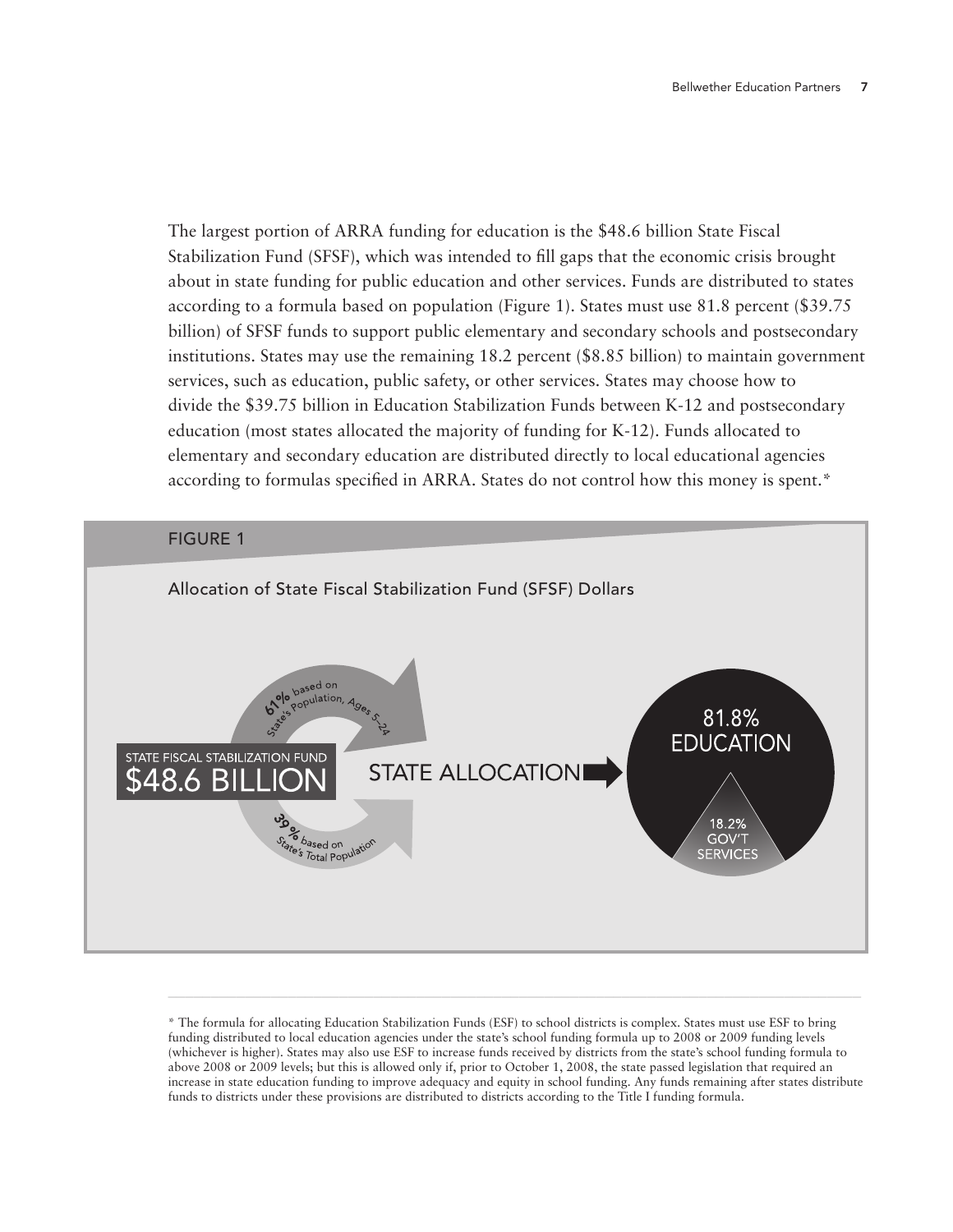The largest portion of ARRA funding for education is the $48.6 billion State Fiscal Stabilization Fund (SFSF), which was intended to fill gaps that the economic crisis brought about in state funding for public education and other services. Funds are distributed to states according to a formula based on population (Figure 1). States must use 81.8 percent ($39.75 billion) of SFSF funds to support public elementary and secondary schools and postsecondary institutions. States may use the remaining 18.2 percent ($8.85 billion) to maintain government services, such as education, public safety, or other services. States may choose how to divide the $39.75 billion in Education Stabilization Funds between K-12 and postsecondary education (most states allocated the majority of funding for K-12). Funds allocated to elementary and secondary education are distributed directly to local educational agencies according to formulas specified in ARRA. States do not control how this money is spent.*

FIGURE 1

Allocation of State Fiscal Stabilization Fund (SFSF) Dollars

STATE FISCAL STABILIZATION FUND
$48.6 BILLION

61% based on State's Population, Ages 5–24

39% based on State's Total Population

STATE ALLOCATION

81.8% EDUCATION

18.2% GOV'T SERVICES

---

* The formula for allocating Education Stabilization Funds (ESF) to school districts is complex. States must use ESF to bring funding distributed to local education agencies under the state's school funding formula up to 2008 or 2009 funding levels (whichever is higher). States may also use ESF to increase funds received by districts from the state's school funding formula to above 2008 or 2009 levels; but this is allowed only if, prior to October 1, 2008, the state passed legislation that required an increase in state education funding to improve adequacy and equity in school funding. Any funds remaining after states distribute funds to districts under these provisions are distributed to districts according to the Title I funding formula.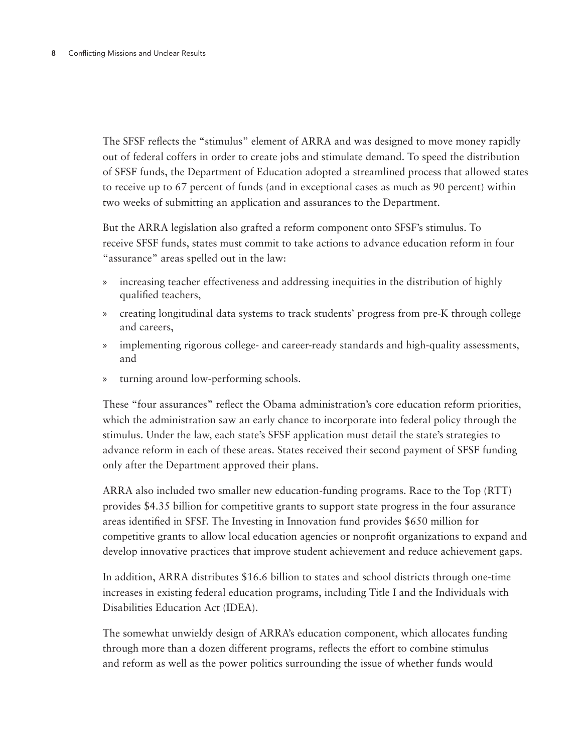The SFSF reflects the "stimulus" element of ARRA and was designed to move money rapidly out of federal coffers in order to create jobs and stimulate demand. To speed the distribution of SFSF funds, the Department of Education adopted a streamlined process that allowed states to receive up to 67 percent of funds (and in exceptional cases as much as 90 percent) within two weeks of submitting an application and assurances to the Department.

But the ARRA legislation also grafted a reform component onto SFSF's stimulus. To receive SFSF funds, states must commit to take actions to advance education reform in four "assurance" areas spelled out in the law:

- increasing teacher effectiveness and addressing inequities in the distribution of highly qualified teachers,
- creating longitudinal data systems to track students' progress from pre-K through college and careers,
- implementing rigorous college- and career-ready standards and high-quality assessments, and
- turning around low-performing schools.

These "four assurances" reflect the Obama administration's core education reform priorities, which the administration saw an early chance to incorporate into federal policy through the stimulus. Under the law, each state's SFSF application must detail the state's strategies to advance reform in each of these areas. States received their second payment of SFSF funding only after the Department approved their plans.

ARRA also included two smaller new education-funding programs. Race to the Top (RTT) provides $4.35 billion for competitive grants to support state progress in the four assurance areas identified in SFSF. The Investing in Innovation fund provides $650 million for competitive grants to allow local education agencies or nonprofit organizations to expand and develop innovative practices that improve student achievement and reduce achievement gaps.

In addition, ARRA distributes $16.6 billion to states and school districts through one-time increases in existing federal education programs, including Title I and the Individuals with Disabilities Education Act (IDEA).

The somewhat unwieldy design of ARRA's education component, which allocates funding through more than a dozen different programs, reflects the effort to combine stimulus and reform as well as the power politics surrounding the issue of whether funds would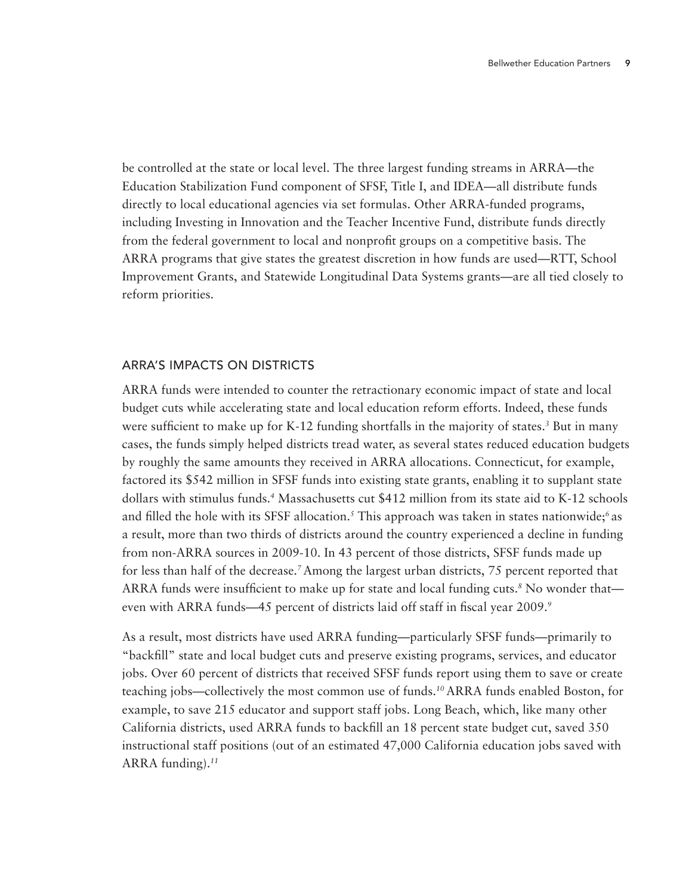be controlled at the state or local level. The three largest funding streams in ARRA—the Education Stabilization Fund component of SFSF, Title I, and IDEA—all distribute funds directly to local educational agencies via set formulas. Other ARRA-funded programs, including Investing in Innovation and the Teacher Incentive Fund, distribute funds directly from the federal government to local and nonprofit groups on a competitive basis. The ARRA programs that give states the greatest discretion in how funds are used—RTT, School Improvement Grants, and Statewide Longitudinal Data Systems grants—are all tied closely to reform priorities.

## ARRA'S IMPACTS ON DISTRICTS

ARRA funds were intended to counter the retractionary economic impact of state and local budget cuts while accelerating state and local education reform efforts. Indeed, these funds were sufficient to make up for K-12 funding shortfalls in the majority of states.[3] But in many cases, the funds simply helped districts tread water, as several states reduced education budgets by roughly the same amounts they received in ARRA allocations. Connecticut, for example, factored its $542 million in SFSF funds into existing state grants, enabling it to supplant state dollars with stimulus funds.[4] Massachusetts cut $412 million from its state aid to K-12 schools and filled the hole with its SFSF allocation.[5] This approach was taken in states nationwide;[6] as a result, more than two thirds of districts around the country experienced a decline in funding from non-ARRA sources in 2009-10. In 43 percent of those districts, SFSF funds made up for less than half of the decrease.[7] Among the largest urban districts, 75 percent reported that ARRA funds were insufficient to make up for state and local funding cuts.[8] No wonder that—even with ARRA funds—45 percent of districts laid off staff in fiscal year 2009.[9]

As a result, most districts have used ARRA funding—particularly SFSF funds—primarily to "backfill" state and local budget cuts and preserve existing programs, services, and educator jobs. Over 60 percent of districts that received SFSF funds report using them to save or create teaching jobs—collectively the most common use of funds.[10] ARRA funds enabled Boston, for example, to save 215 educator and support staff jobs. Long Beach, which, like many other California districts, used ARRA funds to backfill an 18 percent state budget cut, saved 350 instructional staff positions (out of an estimated 47,000 California education jobs saved with ARRA funding).[11]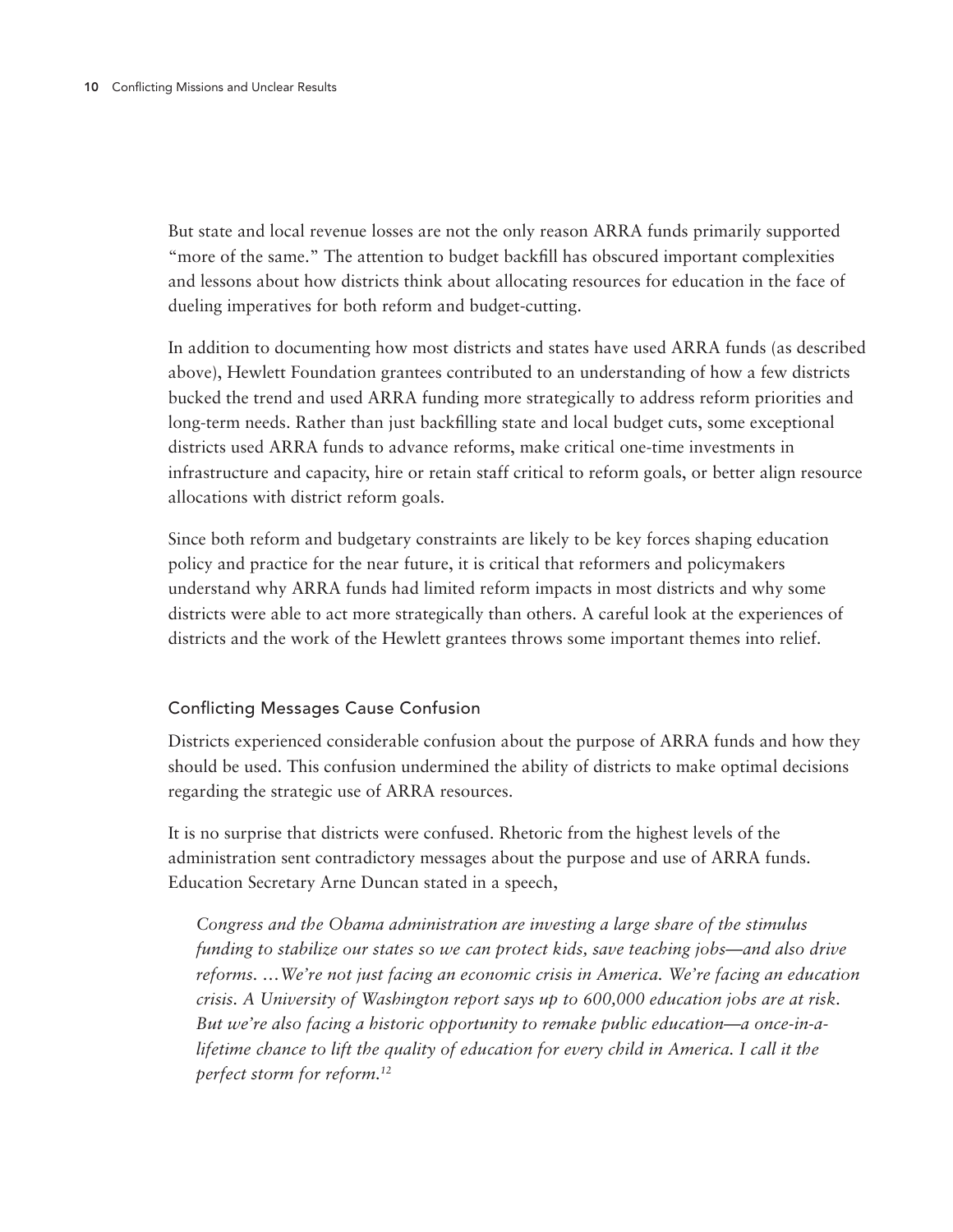But state and local revenue losses are not the only reason ARRA funds primarily supported "more of the same." The attention to budget backfill has obscured important complexities and lessons about how districts think about allocating resources for education in the face of dueling imperatives for both reform and budget-cutting.

In addition to documenting how most districts and states have used ARRA funds (as described above), Hewlett Foundation grantees contributed to an understanding of how a few districts bucked the trend and used ARRA funding more strategically to address reform priorities and long-term needs. Rather than just backfilling state and local budget cuts, some exceptional districts used ARRA funds to advance reforms, make critical one-time investments in infrastructure and capacity, hire or retain staff critical to reform goals, or better align resource allocations with district reform goals.

Since both reform and budgetary constraints are likely to be key forces shaping education policy and practice for the near future, it is critical that reformers and policymakers understand why ARRA funds had limited reform impacts in most districts and why some districts were able to act more strategically than others. A careful look at the experiences of districts and the work of the Hewlett grantees throws some important themes into relief.

### Conflicting Messages Cause Confusion

Districts experienced considerable confusion about the purpose of ARRA funds and how they should be used. This confusion undermined the ability of districts to make optimal decisions regarding the strategic use of ARRA resources.

It is no surprise that districts were confused. Rhetoric from the highest levels of the administration sent contradictory messages about the purpose and use of ARRA funds. Education Secretary Arne Duncan stated in a speech,

> *Congress and the Obama administration are investing a large share of the stimulus funding to stabilize our states so we can protect kids, save teaching jobs—and also drive reforms. …We're not just facing an economic crisis in America. We're facing an education crisis. A University of Washington report says up to 600,000 education jobs are at risk. But we're also facing a historic opportunity to remake public education—a once-in-a-lifetime chance to lift the quality of education for every child in America. I call it the perfect storm for reform.*[12]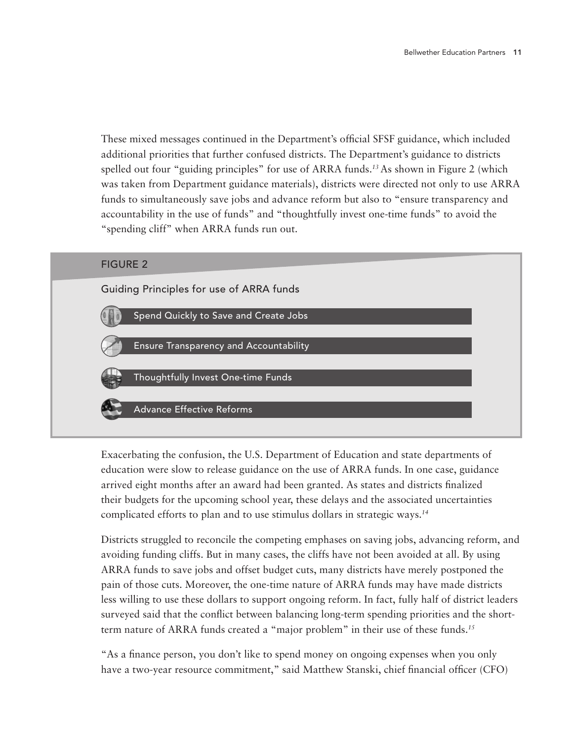These mixed messages continued in the Department's official SFSF guidance, which included additional priorities that further confused districts. The Department's guidance to districts spelled out four "guiding principles" for use of ARRA funds.[13] As shown in Figure 2 (which was taken from Department guidance materials), districts were directed not only to use ARRA funds to simultaneously save jobs and advance reform but also to "ensure transparency and accountability in the use of funds" and "thoughtfully invest one-time funds" to avoid the "spending cliff" when ARRA funds run out.

FIGURE 2

Guiding Principles for use of ARRA funds

- Spend Quickly to Save and Create Jobs
- Ensure Transparency and Accountability
- Thoughtfully Invest One-time Funds
- Advance Effective Reforms

Exacerbating the confusion, the U.S. Department of Education and state departments of education were slow to release guidance on the use of ARRA funds. In one case, guidance arrived eight months after an award had been granted. As states and districts finalized their budgets for the upcoming school year, these delays and the associated uncertainties complicated efforts to plan and to use stimulus dollars in strategic ways.[14]

Districts struggled to reconcile the competing emphases on saving jobs, advancing reform, and avoiding funding cliffs. But in many cases, the cliffs have not been avoided at all. By using ARRA funds to save jobs and offset budget cuts, many districts have merely postponed the pain of those cuts. Moreover, the one-time nature of ARRA funds may have made districts less willing to use these dollars to support ongoing reform. In fact, fully half of district leaders surveyed said that the conflict between balancing long-term spending priorities and the short-term nature of ARRA funds created a "major problem" in their use of these funds.[15]

"As a finance person, you don't like to spend money on ongoing expenses when you only have a two-year resource commitment," said Matthew Stanski, chief financial officer (CFO)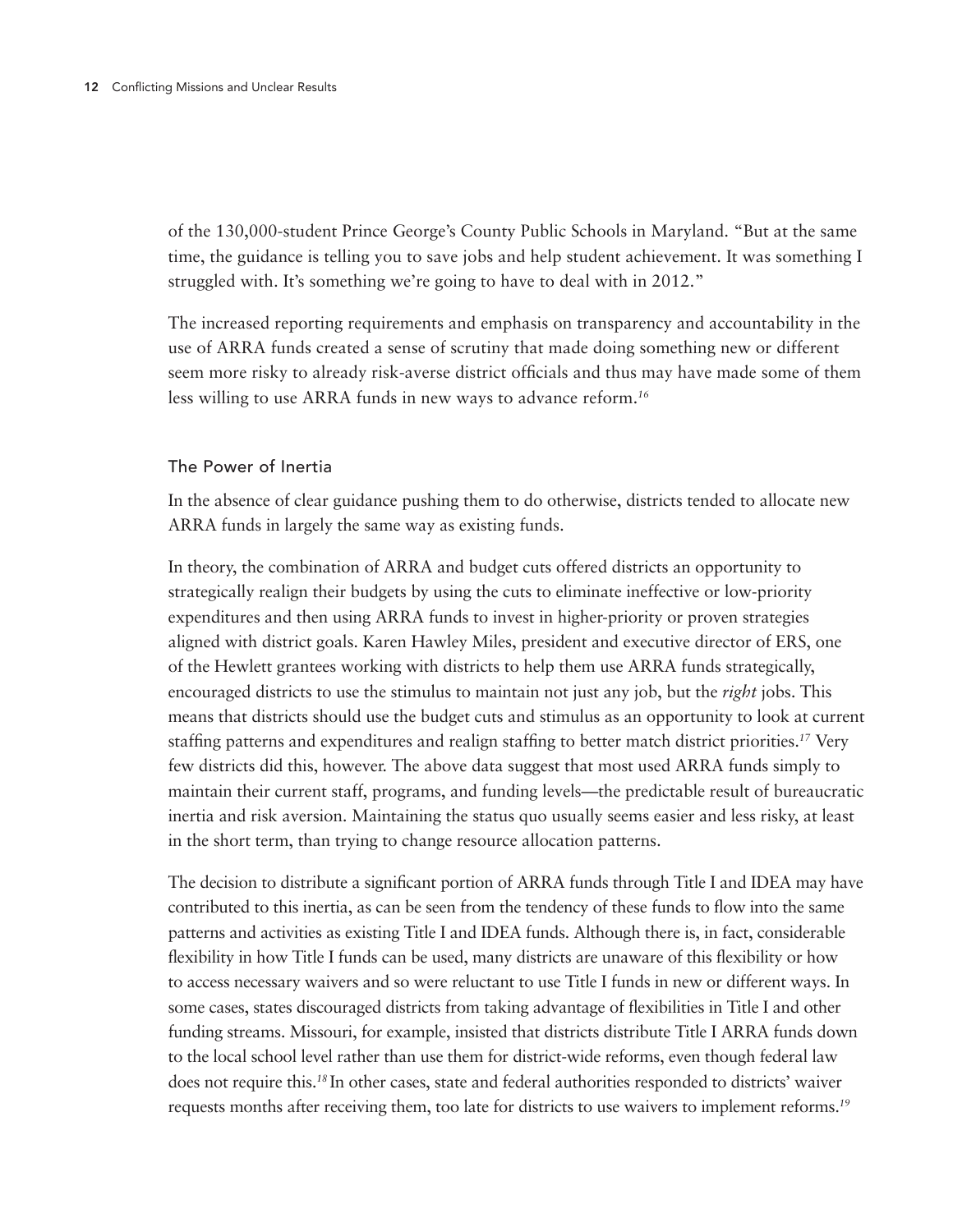of the 130,000-student Prince George's County Public Schools in Maryland. "But at the same time, the guidance is telling you to save jobs and help student achievement. It was something I struggled with. It's something we're going to have to deal with in 2012."

The increased reporting requirements and emphasis on transparency and accountability in the use of ARRA funds created a sense of scrutiny that made doing something new or different seem more risky to already risk-averse district officials and thus may have made some of them less willing to use ARRA funds in new ways to advance reform.[16]

## The Power of Inertia

In the absence of clear guidance pushing them to do otherwise, districts tended to allocate new ARRA funds in largely the same way as existing funds.

In theory, the combination of ARRA and budget cuts offered districts an opportunity to strategically realign their budgets by using the cuts to eliminate ineffective or low-priority expenditures and then using ARRA funds to invest in higher-priority or proven strategies aligned with district goals. Karen Hawley Miles, president and executive director of ERS, one of the Hewlett grantees working with districts to help them use ARRA funds strategically, encouraged districts to use the stimulus to maintain not just any job, but the *right* jobs. This means that districts should use the budget cuts and stimulus as an opportunity to look at current staffing patterns and expenditures and realign staffing to better match district priorities.[17] Very few districts did this, however. The above data suggest that most used ARRA funds simply to maintain their current staff, programs, and funding levels—the predictable result of bureaucratic inertia and risk aversion. Maintaining the status quo usually seems easier and less risky, at least in the short term, than trying to change resource allocation patterns.

The decision to distribute a significant portion of ARRA funds through Title I and IDEA may have contributed to this inertia, as can be seen from the tendency of these funds to flow into the same patterns and activities as existing Title I and IDEA funds. Although there is, in fact, considerable flexibility in how Title I funds can be used, many districts are unaware of this flexibility or how to access necessary waivers and so were reluctant to use Title I funds in new or different ways. In some cases, states discouraged districts from taking advantage of flexibilities in Title I and other funding streams. Missouri, for example, insisted that districts distribute Title I ARRA funds down to the local school level rather than use them for district-wide reforms, even though federal law does not require this.[18] In other cases, state and federal authorities responded to districts' waiver requests months after receiving them, too late for districts to use waivers to implement reforms.[19]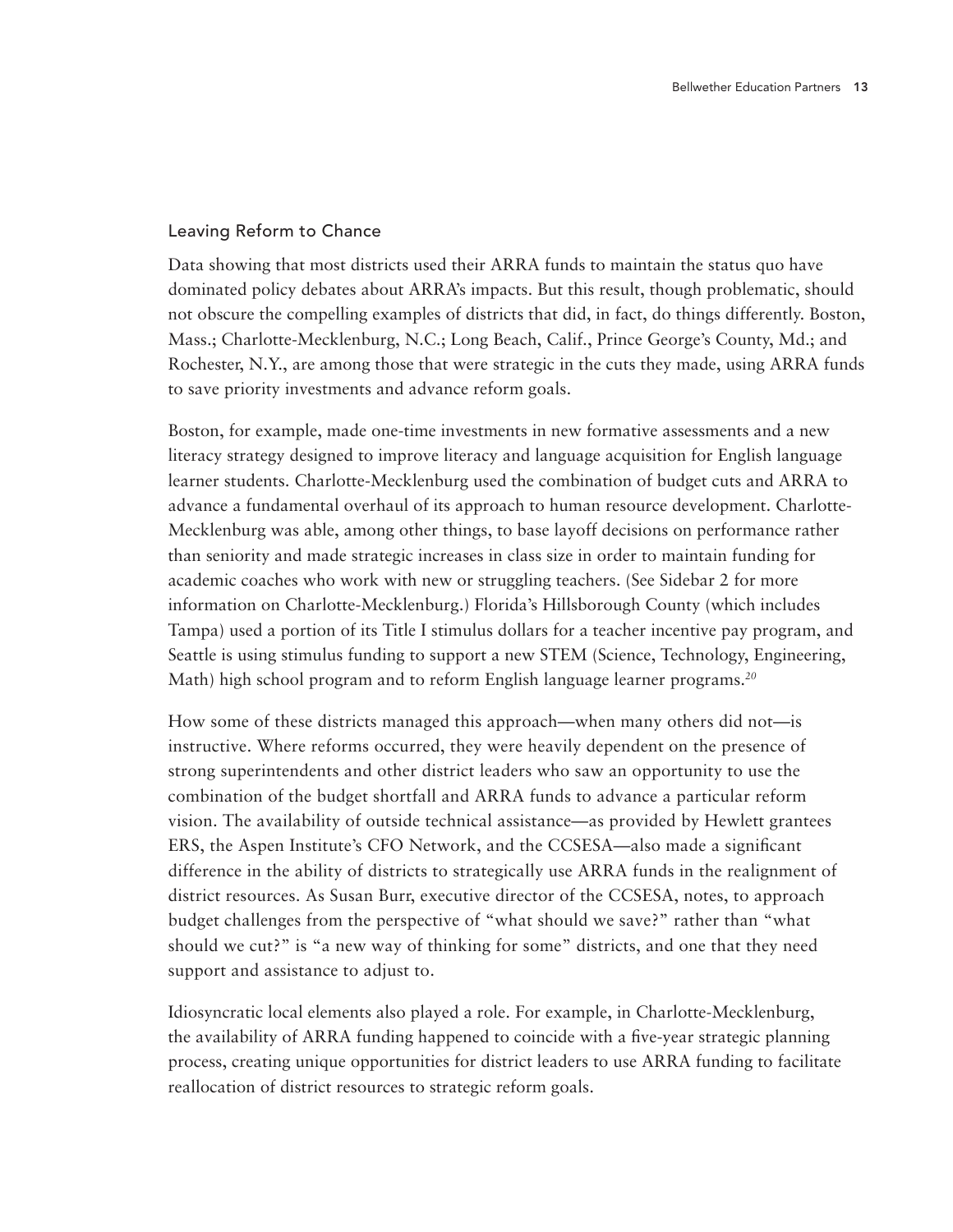## Leaving Reform to Chance

Data showing that most districts used their ARRA funds to maintain the status quo have dominated policy debates about ARRA's impacts. But this result, though problematic, should not obscure the compelling examples of districts that did, in fact, do things differently. Boston, Mass.; Charlotte-Mecklenburg, N.C.; Long Beach, Calif., Prince George's County, Md.; and Rochester, N.Y., are among those that were strategic in the cuts they made, using ARRA funds to save priority investments and advance reform goals.

Boston, for example, made one-time investments in new formative assessments and a new literacy strategy designed to improve literacy and language acquisition for English language learner students. Charlotte-Mecklenburg used the combination of budget cuts and ARRA to advance a fundamental overhaul of its approach to human resource development. Charlotte-Mecklenburg was able, among other things, to base layoff decisions on performance rather than seniority and made strategic increases in class size in order to maintain funding for academic coaches who work with new or struggling teachers. (See Sidebar 2 for more information on Charlotte-Mecklenburg.) Florida's Hillsborough County (which includes Tampa) used a portion of its Title I stimulus dollars for a teacher incentive pay program, and Seattle is using stimulus funding to support a new STEM (Science, Technology, Engineering, Math) high school program and to reform English language learner programs.[20]

How some of these districts managed this approach—when many others did not—is instructive. Where reforms occurred, they were heavily dependent on the presence of strong superintendents and other district leaders who saw an opportunity to use the combination of the budget shortfall and ARRA funds to advance a particular reform vision. The availability of outside technical assistance—as provided by Hewlett grantees ERS, the Aspen Institute's CFO Network, and the CCSESA—also made a significant difference in the ability of districts to strategically use ARRA funds in the realignment of district resources. As Susan Burr, executive director of the CCSESA, notes, to approach budget challenges from the perspective of "what should we save?" rather than "what should we cut?" is "a new way of thinking for some" districts, and one that they need support and assistance to adjust to.

Idiosyncratic local elements also played a role. For example, in Charlotte-Mecklenburg, the availability of ARRA funding happened to coincide with a five-year strategic planning process, creating unique opportunities for district leaders to use ARRA funding to facilitate reallocation of district resources to strategic reform goals.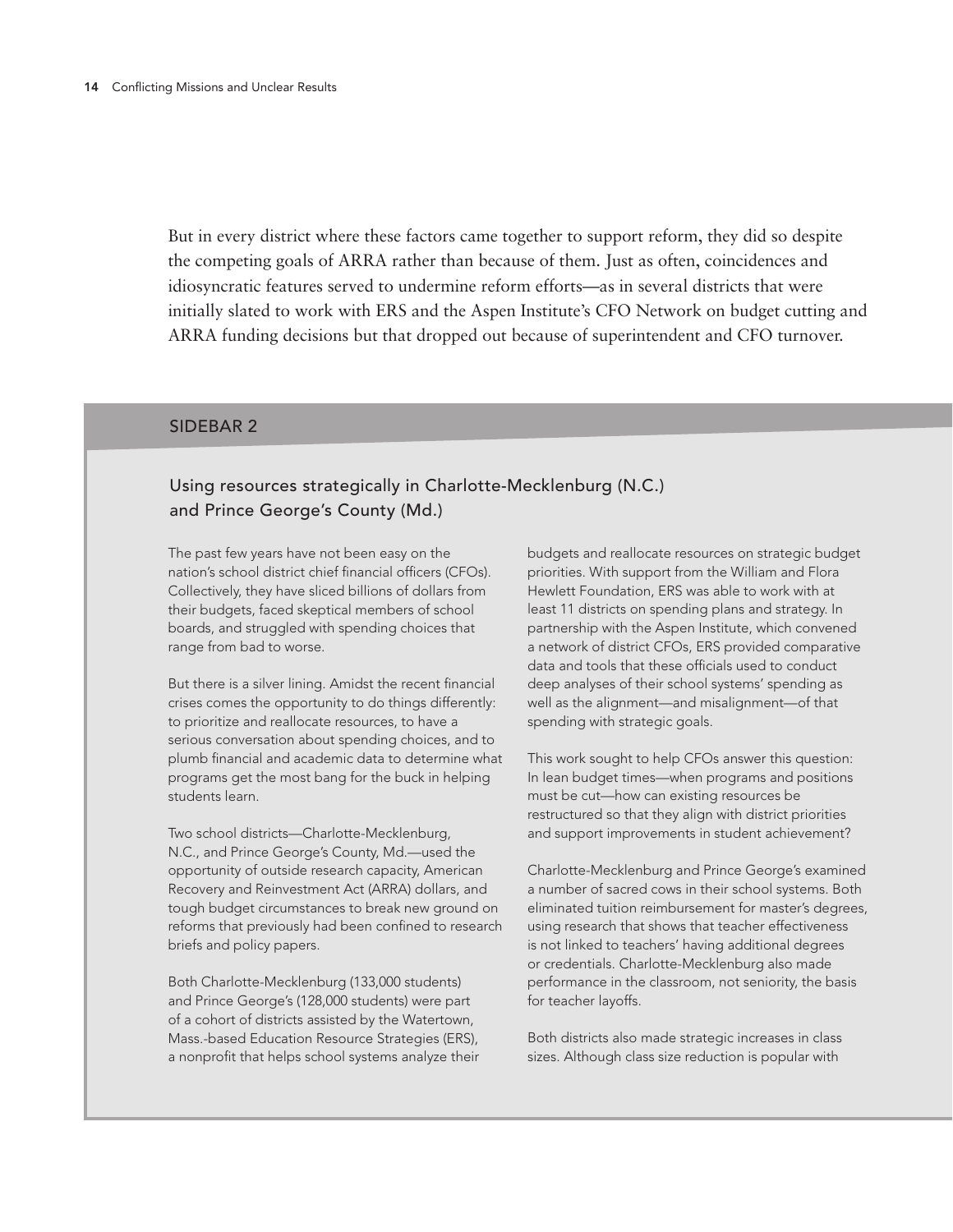But in every district where these factors came together to support reform, they did so despite the competing goals of ARRA rather than because of them. Just as often, coincidences and idiosyncratic features served to undermine reform efforts—as in several districts that were initially slated to work with ERS and the Aspen Institute's CFO Network on budget cutting and ARRA funding decisions but that dropped out because of superintendent and CFO turnover.

## SIDEBAR 2

### Using resources strategically in Charlotte-Mecklenburg (N.C.) and Prince George's County (Md.)

The past few years have not been easy on the nation's school district chief financial officers (CFOs). Collectively, they have sliced billions of dollars from their budgets, faced skeptical members of school boards, and struggled with spending choices that range from bad to worse.

But there is a silver lining. Amidst the recent financial crises comes the opportunity to do things differently: to prioritize and reallocate resources, to have a serious conversation about spending choices, and to plumb financial and academic data to determine what programs get the most bang for the buck in helping students learn.

Two school districts—Charlotte-Mecklenburg, N.C., and Prince George's County, Md.—used the opportunity of outside research capacity, American Recovery and Reinvestment Act (ARRA) dollars, and tough budget circumstances to break new ground on reforms that previously had been confined to research briefs and policy papers.

Both Charlotte-Mecklenburg (133,000 students) and Prince George's (128,000 students) were part of a cohort of districts assisted by the Watertown, Mass.-based Education Resource Strategies (ERS), a nonprofit that helps school systems analyze their budgets and reallocate resources on strategic budget priorities. With support from the William and Flora Hewlett Foundation, ERS was able to work with at least 11 districts on spending plans and strategy. In partnership with the Aspen Institute, which convened a network of district CFOs, ERS provided comparative data and tools that these officials used to conduct deep analyses of their school systems' spending as well as the alignment—and misalignment—of that spending with strategic goals.

This work sought to help CFOs answer this question: In lean budget times—when programs and positions must be cut—how can existing resources be restructured so that they align with district priorities and support improvements in student achievement?

Charlotte-Mecklenburg and Prince George's examined a number of sacred cows in their school systems. Both eliminated tuition reimbursement for master's degrees, using research that shows that teacher effectiveness is not linked to teachers' having additional degrees or credentials. Charlotte-Mecklenburg also made performance in the classroom, not seniority, the basis for teacher layoffs.

Both districts also made strategic increases in class sizes. Although class size reduction is popular with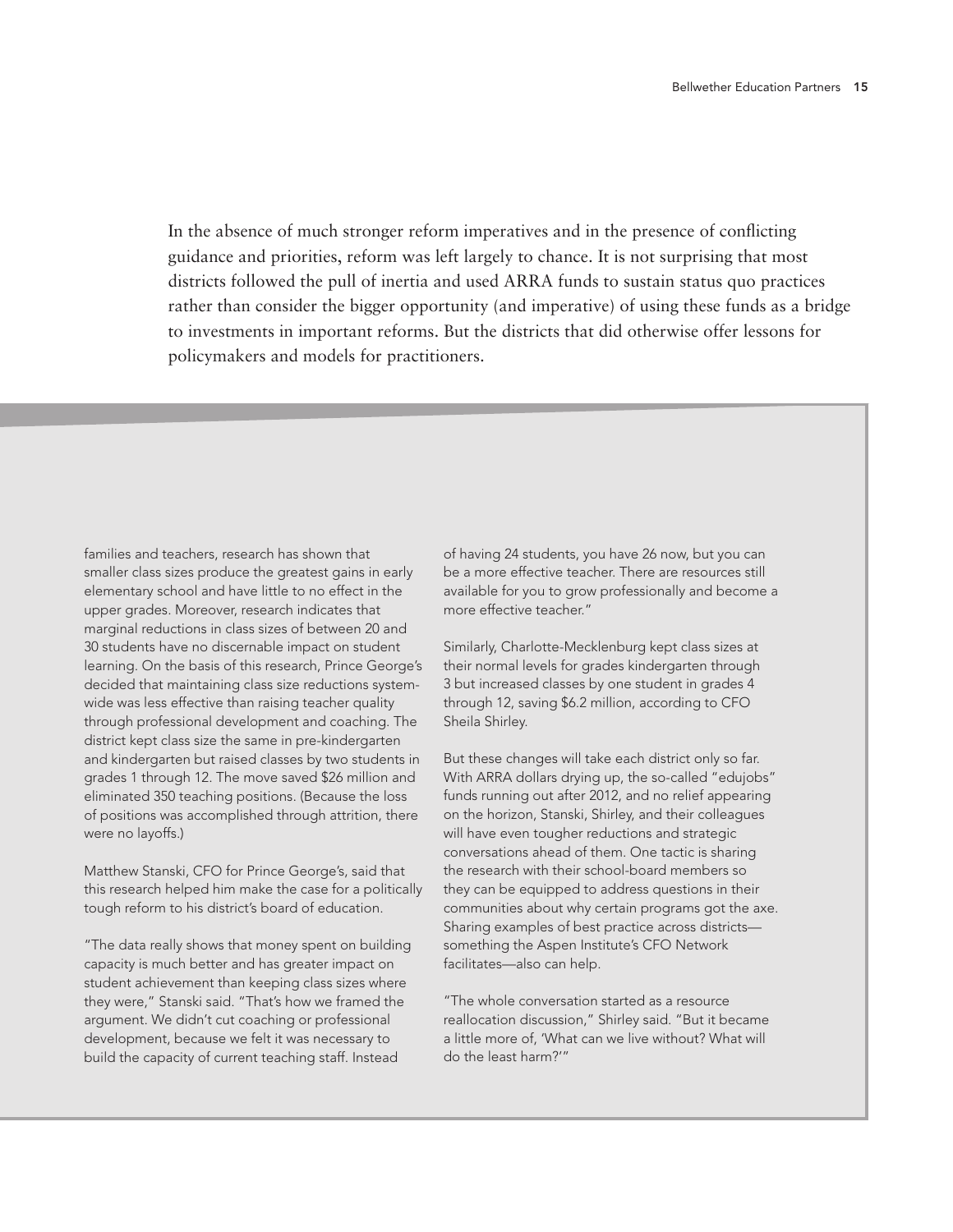In the absence of much stronger reform imperatives and in the presence of conflicting guidance and priorities, reform was left largely to chance. It is not surprising that most districts followed the pull of inertia and used ARRA funds to sustain status quo practices rather than consider the bigger opportunity (and imperative) of using these funds as a bridge to investments in important reforms. But the districts that did otherwise offer lessons for policymakers and models for practitioners.

families and teachers, research has shown that smaller class sizes produce the greatest gains in early elementary school and have little to no effect in the upper grades. Moreover, research indicates that marginal reductions in class sizes of between 20 and 30 students have no discernable impact on student learning. On the basis of this research, Prince George's decided that maintaining class size reductions system-wide was less effective than raising teacher quality through professional development and coaching. The district kept class size the same in pre-kindergarten and kindergarten but raised classes by two students in grades 1 through 12. The move saved $26 million and eliminated 350 teaching positions. (Because the loss of positions was accomplished through attrition, there were no layoffs.)

Matthew Stanski, CFO for Prince George's, said that this research helped him make the case for a politically tough reform to his district's board of education.

"The data really shows that money spent on building capacity is much better and has greater impact on student achievement than keeping class sizes where they were," Stanski said. "That's how we framed the argument. We didn't cut coaching or professional development, because we felt it was necessary to build the capacity of current teaching staff. Instead of having 24 students, you have 26 now, but you can be a more effective teacher. There are resources still available for you to grow professionally and become a more effective teacher."

Similarly, Charlotte-Mecklenburg kept class sizes at their normal levels for grades kindergarten through 3 but increased classes by one student in grades 4 through 12, saving $6.2 million, according to CFO Sheila Shirley.

But these changes will take each district only so far. With ARRA dollars drying up, the so-called "edujobs" funds running out after 2012, and no relief appearing on the horizon, Stanski, Shirley, and their colleagues will have even tougher reductions and strategic conversations ahead of them. One tactic is sharing the research with their school-board members so they can be equipped to address questions in their communities about why certain programs got the axe. Sharing examples of best practice across districts—something the Aspen Institute's CFO Network facilitates—also can help.

"The whole conversation started as a resource reallocation discussion," Shirley said. "But it became a little more of, 'What can we live without? What will do the least harm?'"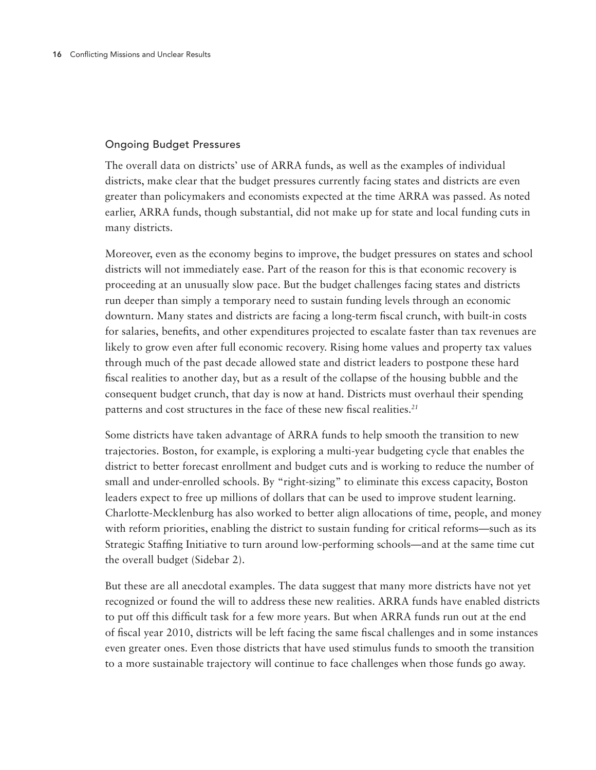## Ongoing Budget Pressures

The overall data on districts' use of ARRA funds, as well as the examples of individual districts, make clear that the budget pressures currently facing states and districts are even greater than policymakers and economists expected at the time ARRA was passed. As noted earlier, ARRA funds, though substantial, did not make up for state and local funding cuts in many districts.

Moreover, even as the economy begins to improve, the budget pressures on states and school districts will not immediately ease. Part of the reason for this is that economic recovery is proceeding at an unusually slow pace. But the budget challenges facing states and districts run deeper than simply a temporary need to sustain funding levels through an economic downturn. Many states and districts are facing a long-term fiscal crunch, with built-in costs for salaries, benefits, and other expenditures projected to escalate faster than tax revenues are likely to grow even after full economic recovery. Rising home values and property tax values through much of the past decade allowed state and district leaders to postpone these hard fiscal realities to another day, but as a result of the collapse of the housing bubble and the consequent budget crunch, that day is now at hand. Districts must overhaul their spending patterns and cost structures in the face of these new fiscal realities.[21]

Some districts have taken advantage of ARRA funds to help smooth the transition to new trajectories. Boston, for example, is exploring a multi-year budgeting cycle that enables the district to better forecast enrollment and budget cuts and is working to reduce the number of small and under-enrolled schools. By "right-sizing" to eliminate this excess capacity, Boston leaders expect to free up millions of dollars that can be used to improve student learning. Charlotte-Mecklenburg has also worked to better align allocations of time, people, and money with reform priorities, enabling the district to sustain funding for critical reforms—such as its Strategic Staffing Initiative to turn around low-performing schools—and at the same time cut the overall budget (Sidebar 2).

But these are all anecdotal examples. The data suggest that many more districts have not yet recognized or found the will to address these new realities. ARRA funds have enabled districts to put off this difficult task for a few more years. But when ARRA funds run out at the end of fiscal year 2010, districts will be left facing the same fiscal challenges and in some instances even greater ones. Even those districts that have used stimulus funds to smooth the transition to a more sustainable trajectory will continue to face challenges when those funds go away.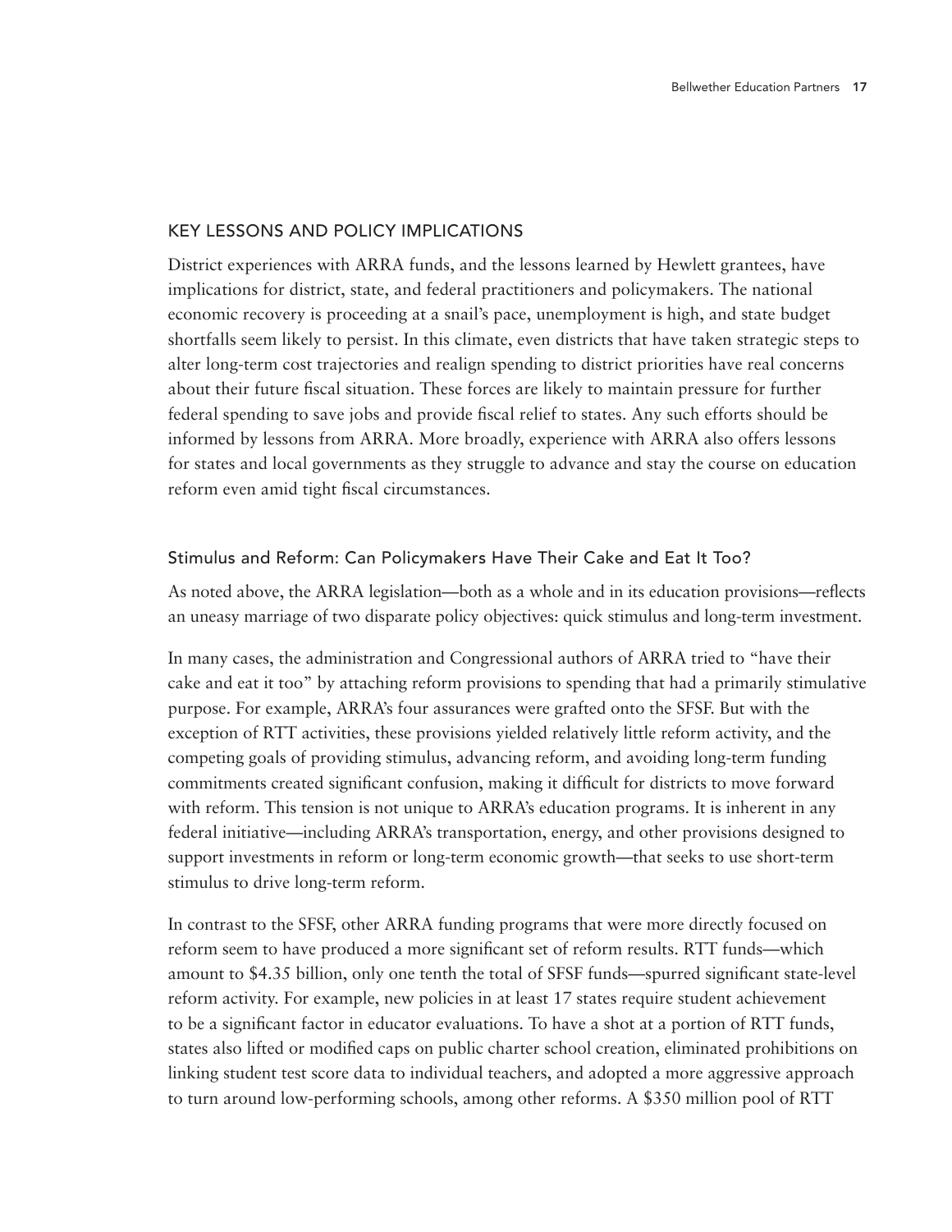## KEY LESSONS AND POLICY IMPLICATIONS

District experiences with ARRA funds, and the lessons learned by Hewlett grantees, have implications for district, state, and federal practitioners and policymakers. The national economic recovery is proceeding at a snail's pace, unemployment is high, and state budget shortfalls seem likely to persist. In this climate, even districts that have taken strategic steps to alter long-term cost trajectories and realign spending to district priorities have real concerns about their future fiscal situation. These forces are likely to maintain pressure for further federal spending to save jobs and provide fiscal relief to states. Any such efforts should be informed by lessons from ARRA. More broadly, experience with ARRA also offers lessons for states and local governments as they struggle to advance and stay the course on education reform even amid tight fiscal circumstances.

### Stimulus and Reform: Can Policymakers Have Their Cake and Eat It Too?

As noted above, the ARRA legislation—both as a whole and in its education provisions—reflects an uneasy marriage of two disparate policy objectives: quick stimulus and long-term investment.

In many cases, the administration and Congressional authors of ARRA tried to "have their cake and eat it too" by attaching reform provisions to spending that had a primarily stimulative purpose. For example, ARRA's four assurances were grafted onto the SFSF. But with the exception of RTT activities, these provisions yielded relatively little reform activity, and the competing goals of providing stimulus, advancing reform, and avoiding long-term funding commitments created significant confusion, making it difficult for districts to move forward with reform. This tension is not unique to ARRA's education programs. It is inherent in any federal initiative—including ARRA's transportation, energy, and other provisions designed to support investments in reform or long-term economic growth—that seeks to use short-term stimulus to drive long-term reform.

In contrast to the SFSF, other ARRA funding programs that were more directly focused on reform seem to have produced a more significant set of reform results. RTT funds—which amount to $4.35 billion, only one tenth the total of SFSF funds—spurred significant state-level reform activity. For example, new policies in at least 17 states require student achievement to be a significant factor in educator evaluations. To have a shot at a portion of RTT funds, states also lifted or modified caps on public charter school creation, eliminated prohibitions on linking student test score data to individual teachers, and adopted a more aggressive approach to turn around low-performing schools, among other reforms. A $350 million pool of RTT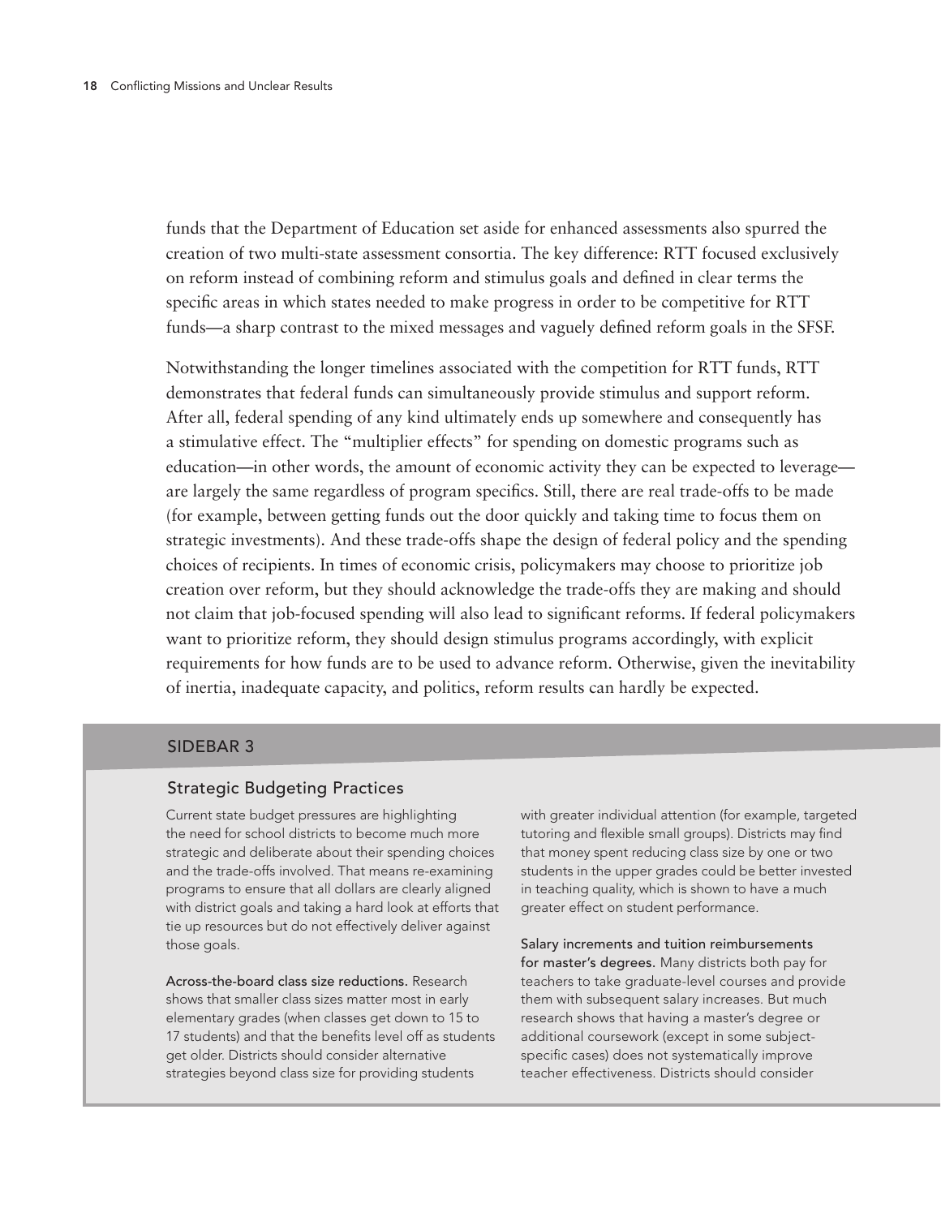funds that the Department of Education set aside for enhanced assessments also spurred the creation of two multi-state assessment consortia. The key difference: RTT focused exclusively on reform instead of combining reform and stimulus goals and defined in clear terms the specific areas in which states needed to make progress in order to be competitive for RTT funds—a sharp contrast to the mixed messages and vaguely defined reform goals in the SFSF.

Notwithstanding the longer timelines associated with the competition for RTT funds, RTT demonstrates that federal funds can simultaneously provide stimulus and support reform. After all, federal spending of any kind ultimately ends up somewhere and consequently has a stimulative effect. The "multiplier effects" for spending on domestic programs such as education—in other words, the amount of economic activity they can be expected to leverage—are largely the same regardless of program specifics. Still, there are real trade-offs to be made (for example, between getting funds out the door quickly and taking time to focus them on strategic investments). And these trade-offs shape the design of federal policy and the spending choices of recipients. In times of economic crisis, policymakers may choose to prioritize job creation over reform, but they should acknowledge the trade-offs they are making and should not claim that job-focused spending will also lead to significant reforms. If federal policymakers want to prioritize reform, they should design stimulus programs accordingly, with explicit requirements for how funds are to be used to advance reform. Otherwise, given the inevitability of inertia, inadequate capacity, and politics, reform results can hardly be expected.

## SIDEBAR 3

### Strategic Budgeting Practices

Current state budget pressures are highlighting the need for school districts to become much more strategic and deliberate about their spending choices and the trade-offs involved. That means re-examining programs to ensure that all dollars are clearly aligned with district goals and taking a hard look at efforts that tie up resources but do not effectively deliver against those goals.

**Across-the-board class size reductions.** Research shows that smaller class sizes matter most in early elementary grades (when classes get down to 15 to 17 students) and that the benefits level off as students get older. Districts should consider alternative strategies beyond class size for providing students with greater individual attention (for example, targeted tutoring and flexible small groups). Districts may find that money spent reducing class size by one or two students in the upper grades could be better invested in teaching quality, which is shown to have a much greater effect on student performance.

**Salary increments and tuition reimbursements for master's degrees.** Many districts both pay for teachers to take graduate-level courses and provide them with subsequent salary increases. But much research shows that having a master's degree or additional coursework (except in some subject-specific cases) does not systematically improve teacher effectiveness. Districts should consider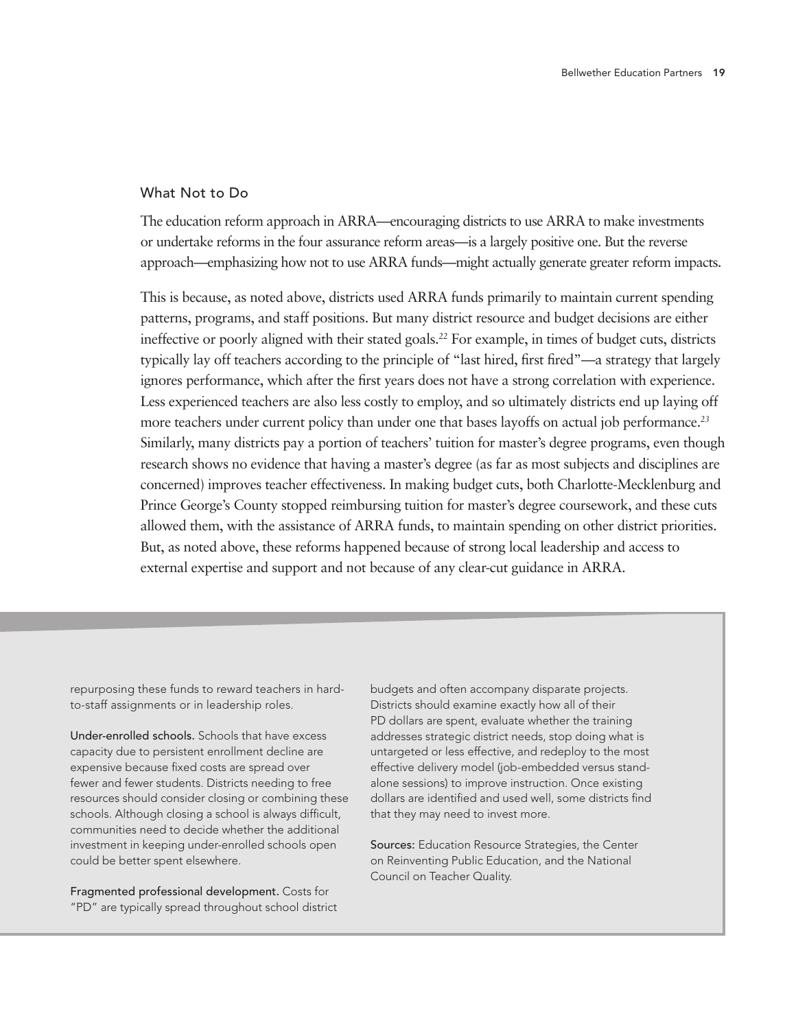### What Not to Do

The education reform approach in ARRA—encouraging districts to use ARRA to make investments or undertake reforms in the four assurance reform areas—is a largely positive one. But the reverse approach—emphasizing how not to use ARRA funds—might actually generate greater reform impacts.

This is because, as noted above, districts used ARRA funds primarily to maintain current spending patterns, programs, and staff positions. But many district resource and budget decisions are either ineffective or poorly aligned with their stated goals.[22] For example, in times of budget cuts, districts typically lay off teachers according to the principle of "last hired, first fired"—a strategy that largely ignores performance, which after the first years does not have a strong correlation with experience. Less experienced teachers are also less costly to employ, and so ultimately districts end up laying off more teachers under current policy than under one that bases layoffs on actual job performance.[23] Similarly, many districts pay a portion of teachers' tuition for master's degree programs, even though research shows no evidence that having a master's degree (as far as most subjects and disciplines are concerned) improves teacher effectiveness. In making budget cuts, both Charlotte-Mecklenburg and Prince George's County stopped reimbursing tuition for master's degree coursework, and these cuts allowed them, with the assistance of ARRA funds, to maintain spending on other district priorities. But, as noted above, these reforms happened because of strong local leadership and access to external expertise and support and not because of any clear-cut guidance in ARRA.

repurposing these funds to reward teachers in hard-to-staff assignments or in leadership roles.

**Under-enrolled schools.** Schools that have excess capacity due to persistent enrollment decline are expensive because fixed costs are spread over fewer and fewer students. Districts needing to free resources should consider closing or combining these schools. Although closing a school is always difficult, communities need to decide whether the additional investment in keeping under-enrolled schools open could be better spent elsewhere.

**Fragmented professional development.** Costs for "PD" are typically spread throughout school district budgets and often accompany disparate projects. Districts should examine exactly how all of their PD dollars are spent, evaluate whether the training addresses strategic district needs, stop doing what is untargeted or less effective, and redeploy to the most effective delivery model (job-embedded versus stand-alone sessions) to improve instruction. Once existing dollars are identified and used well, some districts find that they may need to invest more.

**Sources:** Education Resource Strategies, the Center on Reinventing Public Education, and the National Council on Teacher Quality.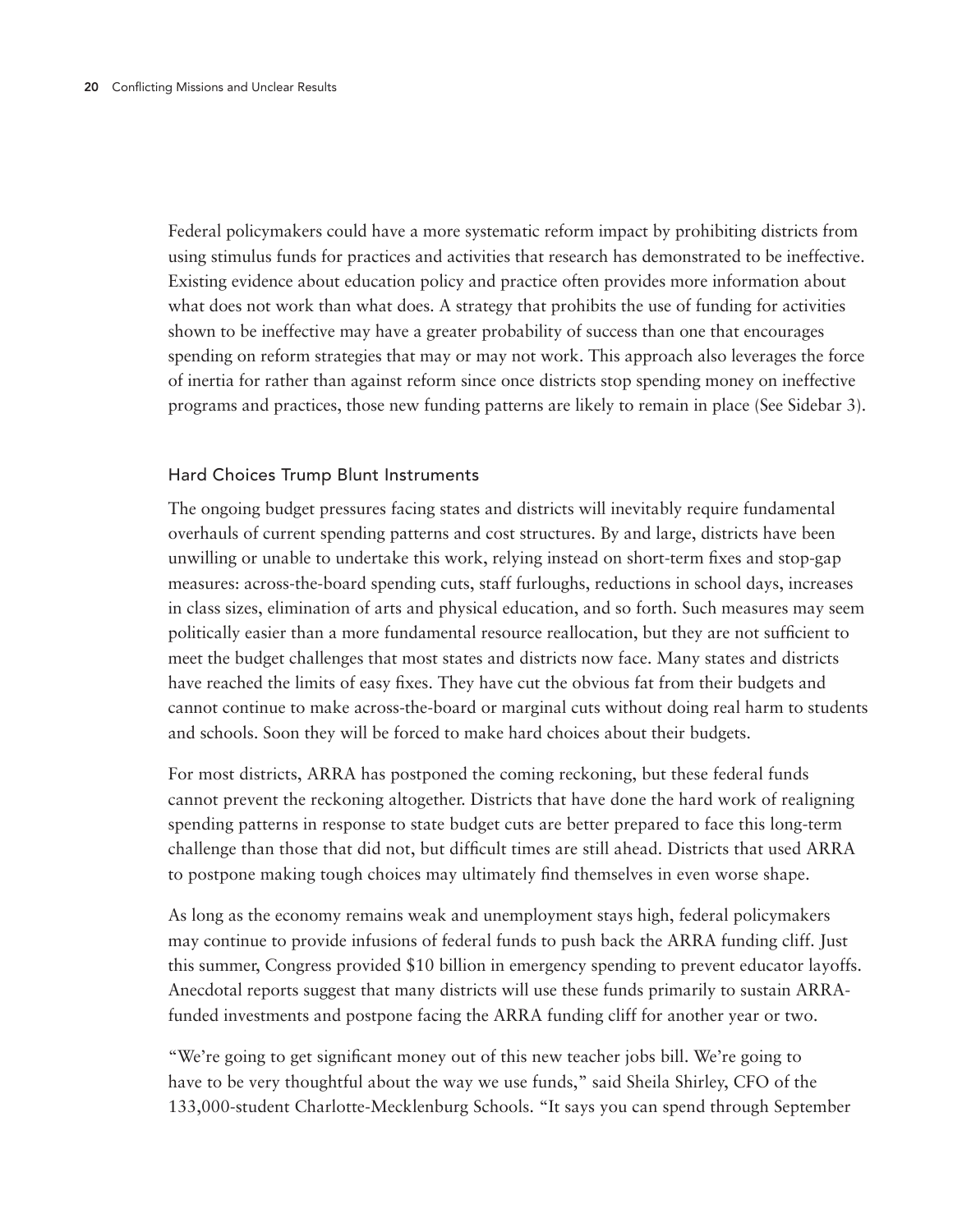Federal policymakers could have a more systematic reform impact by prohibiting districts from using stimulus funds for practices and activities that research has demonstrated to be ineffective. Existing evidence about education policy and practice often provides more information about what does not work than what does. A strategy that prohibits the use of funding for activities shown to be ineffective may have a greater probability of success than one that encourages spending on reform strategies that may or may not work. This approach also leverages the force of inertia for rather than against reform since once districts stop spending money on ineffective programs and practices, those new funding patterns are likely to remain in place (See Sidebar 3).

### Hard Choices Trump Blunt Instruments

The ongoing budget pressures facing states and districts will inevitably require fundamental overhauls of current spending patterns and cost structures. By and large, districts have been unwilling or unable to undertake this work, relying instead on short-term fixes and stop-gap measures: across-the-board spending cuts, staff furloughs, reductions in school days, increases in class sizes, elimination of arts and physical education, and so forth. Such measures may seem politically easier than a more fundamental resource reallocation, but they are not sufficient to meet the budget challenges that most states and districts now face. Many states and districts have reached the limits of easy fixes. They have cut the obvious fat from their budgets and cannot continue to make across-the-board or marginal cuts without doing real harm to students and schools. Soon they will be forced to make hard choices about their budgets.

For most districts, ARRA has postponed the coming reckoning, but these federal funds cannot prevent the reckoning altogether. Districts that have done the hard work of realigning spending patterns in response to state budget cuts are better prepared to face this long-term challenge than those that did not, but difficult times are still ahead. Districts that used ARRA to postpone making tough choices may ultimately find themselves in even worse shape.

As long as the economy remains weak and unemployment stays high, federal policymakers may continue to provide infusions of federal funds to push back the ARRA funding cliff. Just this summer, Congress provided $10 billion in emergency spending to prevent educator layoffs. Anecdotal reports suggest that many districts will use these funds primarily to sustain ARRA-funded investments and postpone facing the ARRA funding cliff for another year or two.

"We're going to get significant money out of this new teacher jobs bill. We're going to have to be very thoughtful about the way we use funds," said Sheila Shirley, CFO of the 133,000-student Charlotte-Mecklenburg Schools. "It says you can spend through September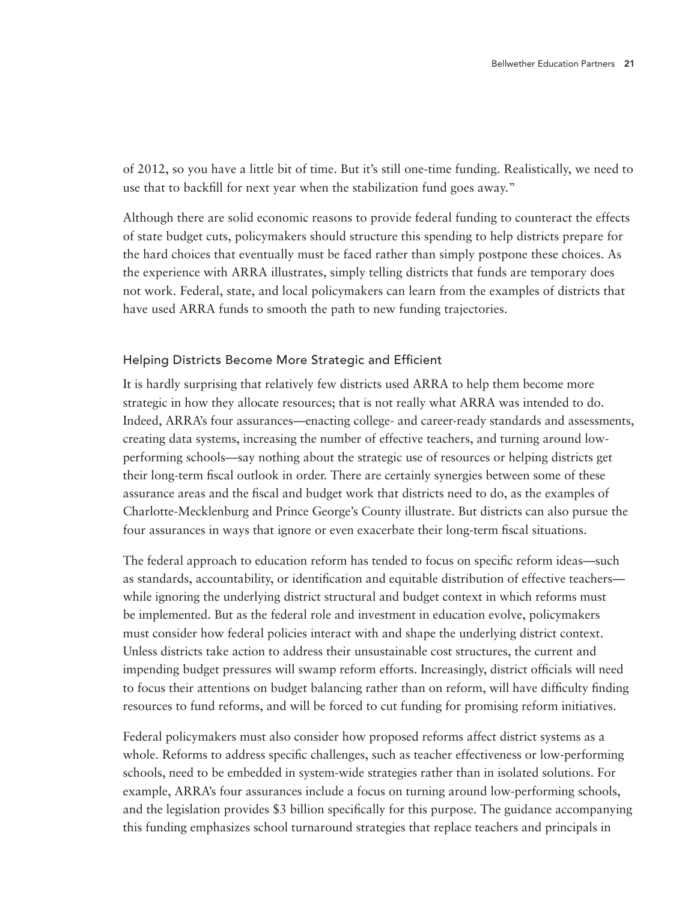of 2012, so you have a little bit of time. But it's still one-time funding. Realistically, we need to use that to backfill for next year when the stabilization fund goes away."

Although there are solid economic reasons to provide federal funding to counteract the effects of state budget cuts, policymakers should structure this spending to help districts prepare for the hard choices that eventually must be faced rather than simply postpone these choices. As the experience with ARRA illustrates, simply telling districts that funds are temporary does not work. Federal, state, and local policymakers can learn from the examples of districts that have used ARRA funds to smooth the path to new funding trajectories.

### Helping Districts Become More Strategic and Efficient

It is hardly surprising that relatively few districts used ARRA to help them become more strategic in how they allocate resources; that is not really what ARRA was intended to do. Indeed, ARRA's four assurances—enacting college- and career-ready standards and assessments, creating data systems, increasing the number of effective teachers, and turning around low-performing schools—say nothing about the strategic use of resources or helping districts get their long-term fiscal outlook in order. There are certainly synergies between some of these assurance areas and the fiscal and budget work that districts need to do, as the examples of Charlotte-Mecklenburg and Prince George's County illustrate. But districts can also pursue the four assurances in ways that ignore or even exacerbate their long-term fiscal situations.

The federal approach to education reform has tended to focus on specific reform ideas—such as standards, accountability, or identification and equitable distribution of effective teachers—while ignoring the underlying district structural and budget context in which reforms must be implemented. But as the federal role and investment in education evolve, policymakers must consider how federal policies interact with and shape the underlying district context. Unless districts take action to address their unsustainable cost structures, the current and impending budget pressures will swamp reform efforts. Increasingly, district officials will need to focus their attentions on budget balancing rather than on reform, will have difficulty finding resources to fund reforms, and will be forced to cut funding for promising reform initiatives.

Federal policymakers must also consider how proposed reforms affect district systems as a whole. Reforms to address specific challenges, such as teacher effectiveness or low-performing schools, need to be embedded in system-wide strategies rather than in isolated solutions. For example, ARRA's four assurances include a focus on turning around low-performing schools, and the legislation provides $3 billion specifically for this purpose. The guidance accompanying this funding emphasizes school turnaround strategies that replace teachers and principals in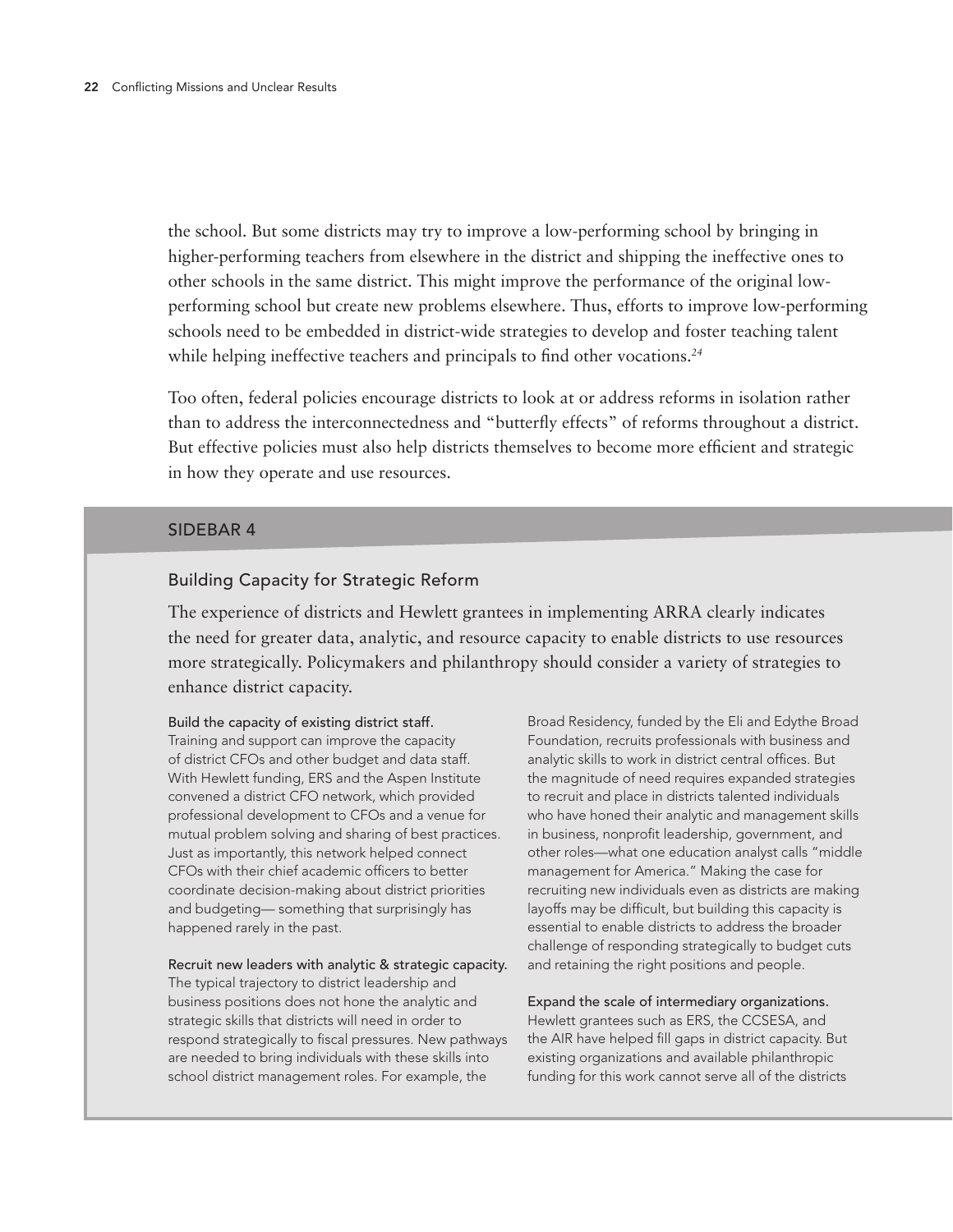the school. But some districts may try to improve a low-performing school by bringing in higher-performing teachers from elsewhere in the district and shipping the ineffective ones to other schools in the same district. This might improve the performance of the original low-performing school but create new problems elsewhere. Thus, efforts to improve low-performing schools need to be embedded in district-wide strategies to develop and foster teaching talent while helping ineffective teachers and principals to find other vocations.[24]

Too often, federal policies encourage districts to look at or address reforms in isolation rather than to address the interconnectedness and "butterfly effects" of reforms throughout a district. But effective policies must also help districts themselves to become more efficient and strategic in how they operate and use resources.

## SIDEBAR 4

### Building Capacity for Strategic Reform

The experience of districts and Hewlett grantees in implementing ARRA clearly indicates the need for greater data, analytic, and resource capacity to enable districts to use resources more strategically. Policymakers and philanthropy should consider a variety of strategies to enhance district capacity.

**Build the capacity of existing district staff.** Training and support can improve the capacity of district CFOs and other budget and data staff. With Hewlett funding, ERS and the Aspen Institute convened a district CFO network, which provided professional development to CFOs and a venue for mutual problem solving and sharing of best practices. Just as importantly, this network helped connect CFOs with their chief academic officers to better coordinate decision-making about district priorities and budgeting— something that surprisingly has happened rarely in the past.

**Recruit new leaders with analytic & strategic capacity.** The typical trajectory to district leadership and business positions does not hone the analytic and strategic skills that districts will need in order to respond strategically to fiscal pressures. New pathways are needed to bring individuals with these skills into school district management roles. For example, the Broad Residency, funded by the Eli and Edythe Broad Foundation, recruits professionals with business and analytic skills to work in district central offices. But the magnitude of need requires expanded strategies to recruit and place in districts talented individuals who have honed their analytic and management skills in business, nonprofit leadership, government, and other roles—what one education analyst calls "middle management for America." Making the case for recruiting new individuals even as districts are making layoffs may be difficult, but building this capacity is essential to enable districts to address the broader challenge of responding strategically to budget cuts and retaining the right positions and people.

**Expand the scale of intermediary organizations.** Hewlett grantees such as ERS, the CCSESA, and the AIR have helped fill gaps in district capacity. But existing organizations and available philanthropic funding for this work cannot serve all of the districts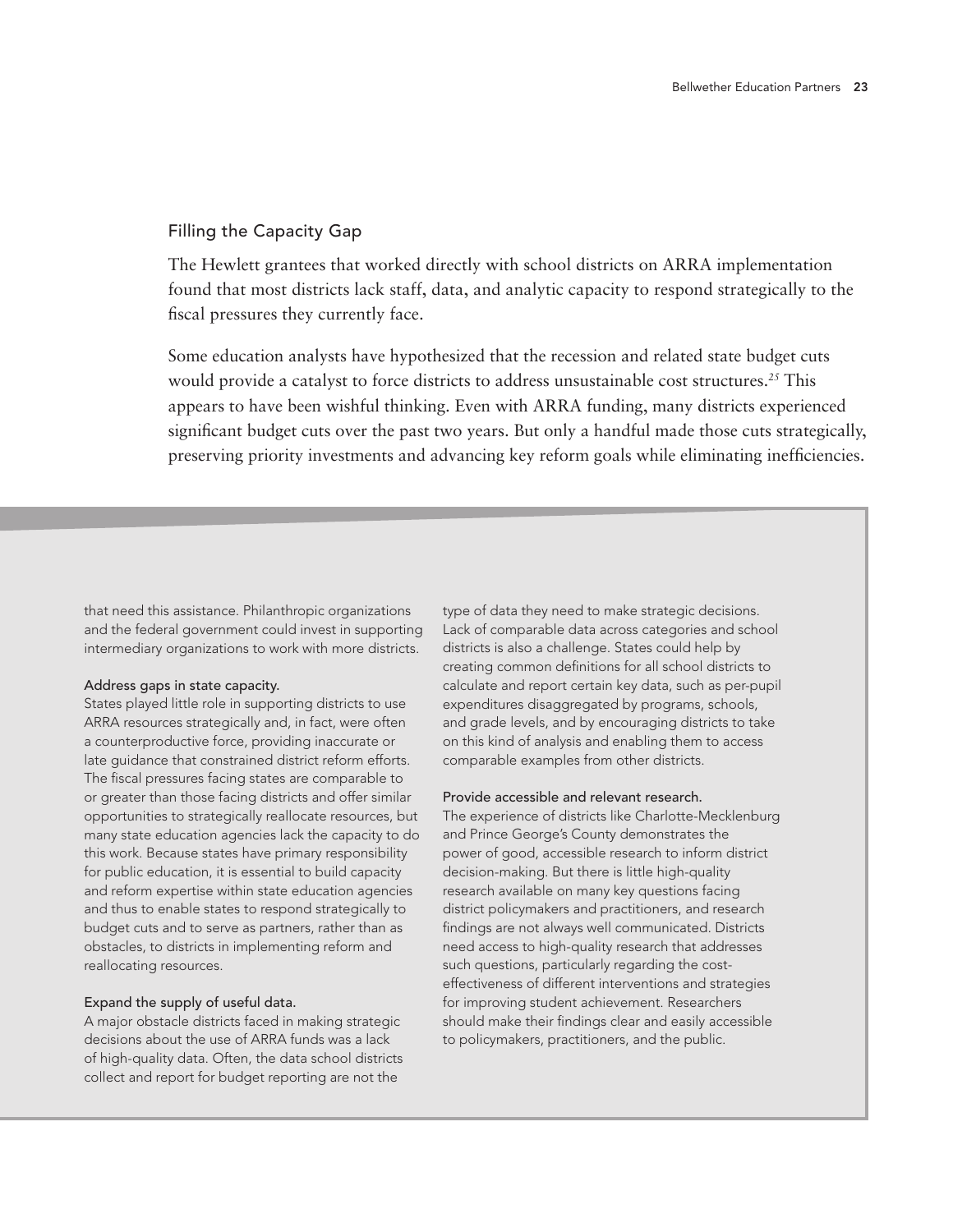## Filling the Capacity Gap

The Hewlett grantees that worked directly with school districts on ARRA implementation found that most districts lack staff, data, and analytic capacity to respond strategically to the fiscal pressures they currently face.

Some education analysts have hypothesized that the recession and related state budget cuts would provide a catalyst to force districts to address unsustainable cost structures.[25] This appears to have been wishful thinking. Even with ARRA funding, many districts experienced significant budget cuts over the past two years. But only a handful made those cuts strategically, preserving priority investments and advancing key reform goals while eliminating inefficiencies.

that need this assistance. Philanthropic organizations and the federal government could invest in supporting intermediary organizations to work with more districts.

**Address gaps in state capacity.**
States played little role in supporting districts to use ARRA resources strategically and, in fact, were often a counterproductive force, providing inaccurate or late guidance that constrained district reform efforts. The fiscal pressures facing states are comparable to or greater than those facing districts and offer similar opportunities to strategically reallocate resources, but many state education agencies lack the capacity to do this work. Because states have primary responsibility for public education, it is essential to build capacity and reform expertise within state education agencies and thus to enable states to respond strategically to budget cuts and to serve as partners, rather than as obstacles, to districts in implementing reform and reallocating resources.

**Expand the supply of useful data.**
A major obstacle districts faced in making strategic decisions about the use of ARRA funds was a lack of high-quality data. Often, the data school districts collect and report for budget reporting are not the type of data they need to make strategic decisions. Lack of comparable data across categories and school districts is also a challenge. States could help by creating common definitions for all school districts to calculate and report certain key data, such as per-pupil expenditures disaggregated by programs, schools, and grade levels, and by encouraging districts to take on this kind of analysis and enabling them to access comparable examples from other districts.

**Provide accessible and relevant research.**
The experience of districts like Charlotte-Mecklenburg and Prince George's County demonstrates the power of good, accessible research to inform district decision-making. But there is little high-quality research available on many key questions facing district policymakers and practitioners, and research findings are not always well communicated. Districts need access to high-quality research that addresses such questions, particularly regarding the cost-effectiveness of different interventions and strategies for improving student achievement. Researchers should make their findings clear and easily accessible to policymakers, practitioners, and the public.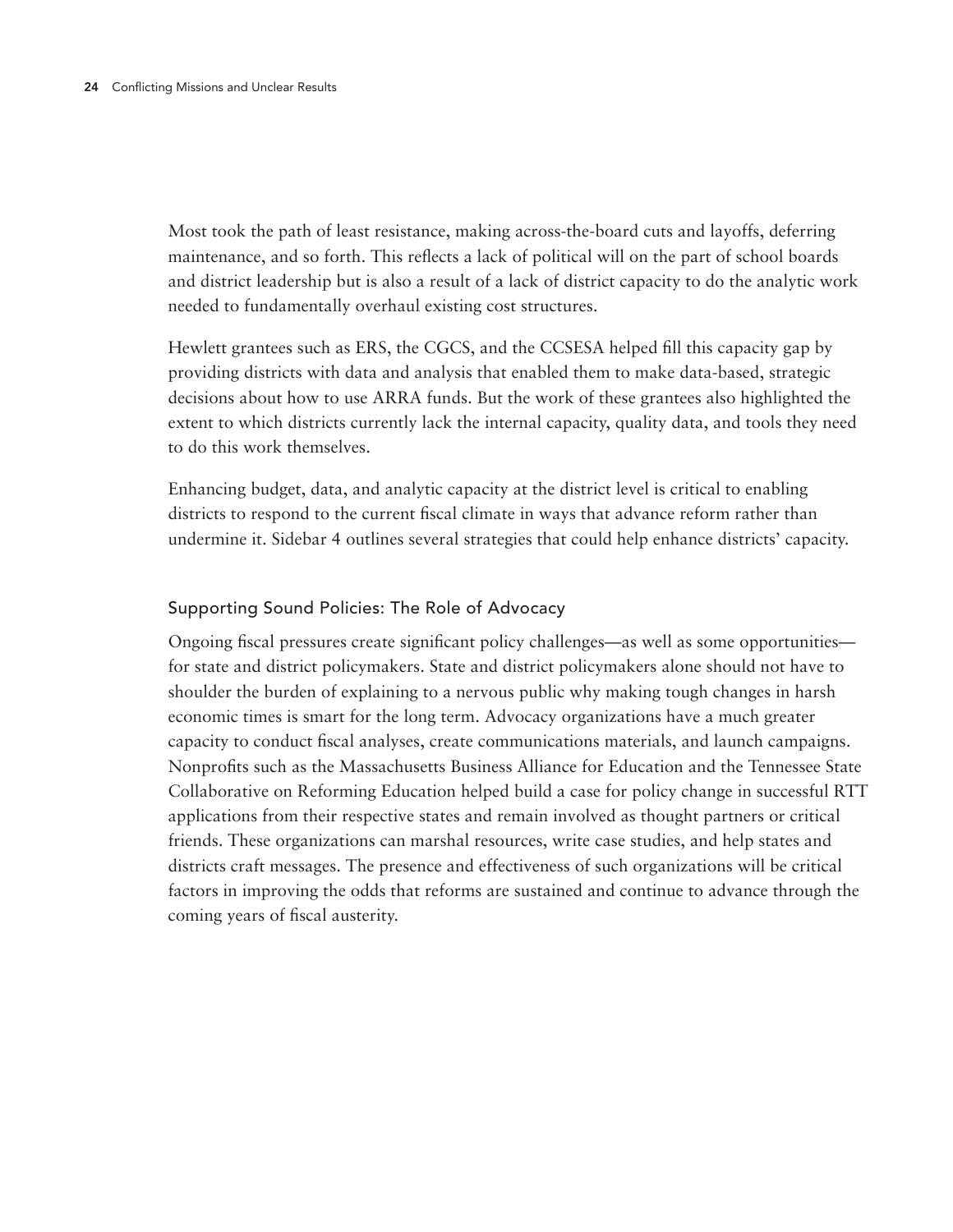Most took the path of least resistance, making across-the-board cuts and layoffs, deferring maintenance, and so forth. This reflects a lack of political will on the part of school boards and district leadership but is also a result of a lack of district capacity to do the analytic work needed to fundamentally overhaul existing cost structures.

Hewlett grantees such as ERS, the CGCS, and the CCSESA helped fill this capacity gap by providing districts with data and analysis that enabled them to make data-based, strategic decisions about how to use ARRA funds. But the work of these grantees also highlighted the extent to which districts currently lack the internal capacity, quality data, and tools they need to do this work themselves.

Enhancing budget, data, and analytic capacity at the district level is critical to enabling districts to respond to the current fiscal climate in ways that advance reform rather than undermine it. Sidebar 4 outlines several strategies that could help enhance districts' capacity.

### Supporting Sound Policies: The Role of Advocacy

Ongoing fiscal pressures create significant policy challenges—as well as some opportunities—for state and district policymakers. State and district policymakers alone should not have to shoulder the burden of explaining to a nervous public why making tough changes in harsh economic times is smart for the long term. Advocacy organizations have a much greater capacity to conduct fiscal analyses, create communications materials, and launch campaigns. Nonprofits such as the Massachusetts Business Alliance for Education and the Tennessee State Collaborative on Reforming Education helped build a case for policy change in successful RTT applications from their respective states and remain involved as thought partners or critical friends. These organizations can marshal resources, write case studies, and help states and districts craft messages. The presence and effectiveness of such organizations will be critical factors in improving the odds that reforms are sustained and continue to advance through the coming years of fiscal austerity.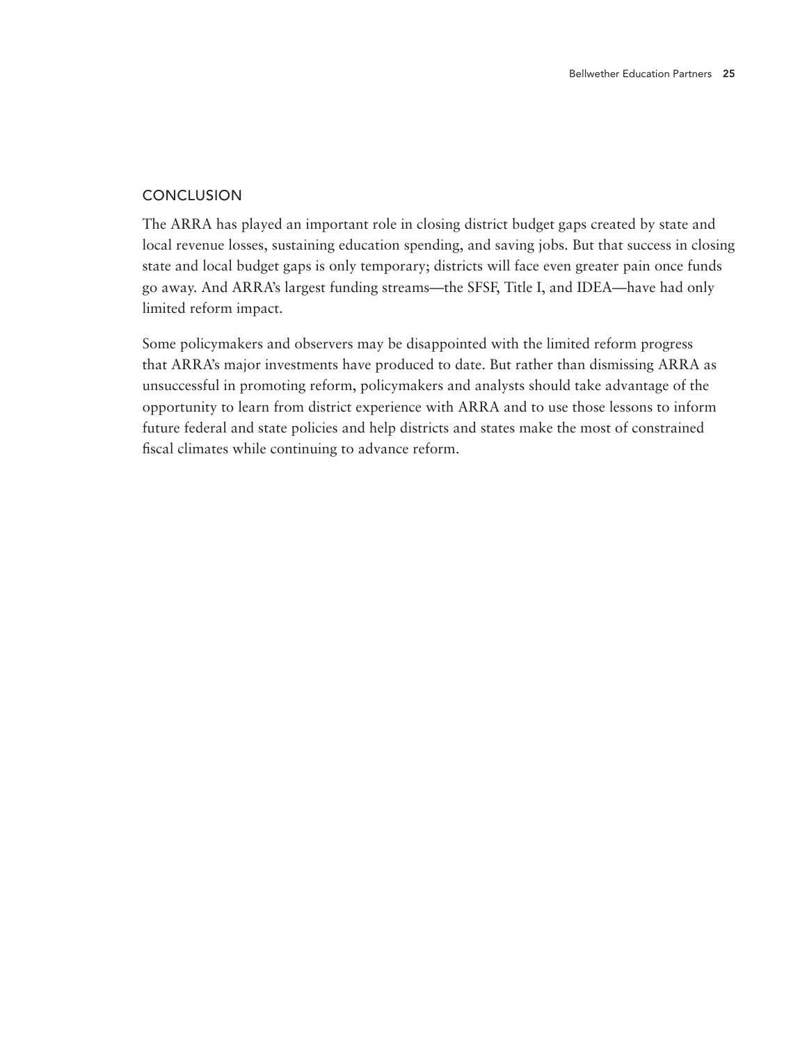## CONCLUSION

The ARRA has played an important role in closing district budget gaps created by state and local revenue losses, sustaining education spending, and saving jobs. But that success in closing state and local budget gaps is only temporary; districts will face even greater pain once funds go away. And ARRA's largest funding streams—the SFSF, Title I, and IDEA—have had only limited reform impact.

Some policymakers and observers may be disappointed with the limited reform progress that ARRA's major investments have produced to date. But rather than dismissing ARRA as unsuccessful in promoting reform, policymakers and analysts should take advantage of the opportunity to learn from district experience with ARRA and to use those lessons to inform future federal and state policies and help districts and states make the most of constrained fiscal climates while continuing to advance reform.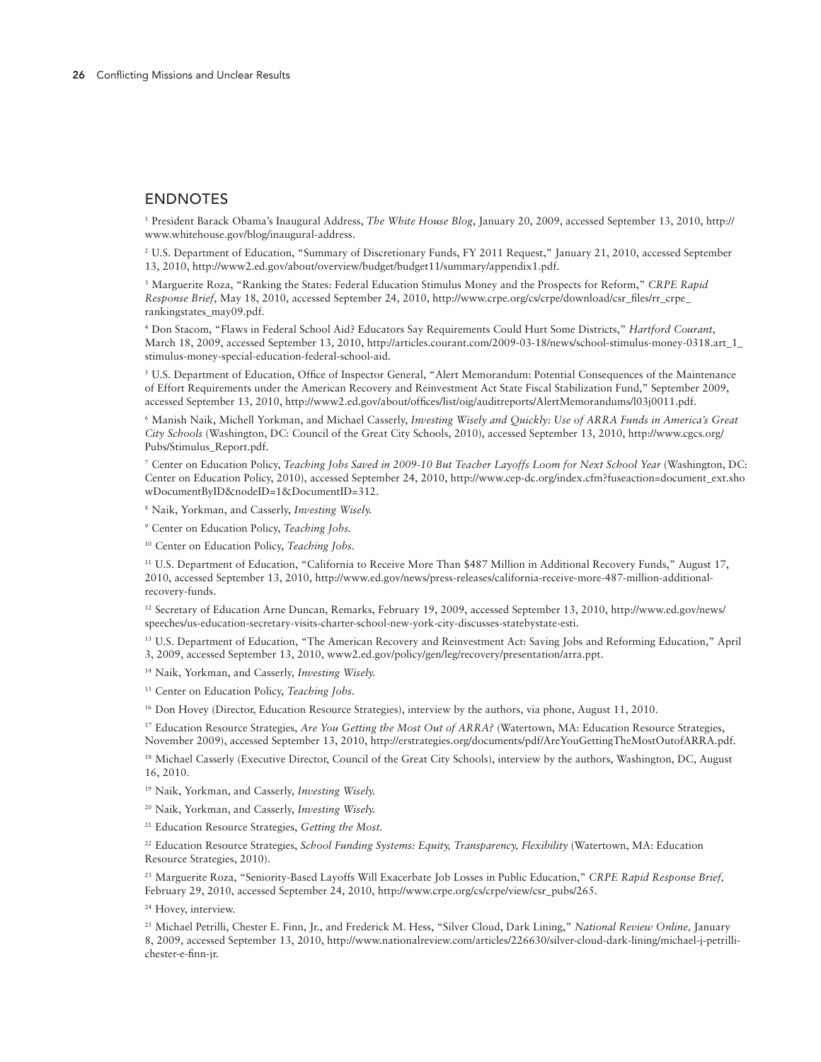## ENDNOTES

[1] President Barack Obama's Inaugural Address, *The White House Blog*, January 20, 2009, accessed September 13, 2010, http://www.whitehouse.gov/blog/inaugural-address.

[2] U.S. Department of Education, "Summary of Discretionary Funds, FY 2011 Request," January 21, 2010, accessed September 13, 2010, http://www2.ed.gov/about/overview/budget/budget11/summary/appendix1.pdf.

[3] Marguerite Roza, "Ranking the States: Federal Education Stimulus Money and the Prospects for Reform," *CRPE Rapid Response Brief*, May 18, 2010, accessed September 24, 2010, http://www.crpe.org/cs/crpe/download/csr_files/rr_crpe_rankingstates_may09.pdf.

[4] Don Stacom, "Flaws in Federal School Aid? Educators Say Requirements Could Hurt Some Districts," *Hartford Courant*, March 18, 2009, accessed September 13, 2010, http://articles.courant.com/2009-03-18/news/school-stimulus-money-0318.art_1_stimulus-money-special-education-federal-school-aid.

[5] U.S. Department of Education, Office of Inspector General, "Alert Memorandum: Potential Consequences of the Maintenance of Effort Requirements under the American Recovery and Reinvestment Act State Fiscal Stabilization Fund," September 2009, accessed September 13, 2010, http://www2.ed.gov/about/offices/list/oig/auditreports/AlertMemorandums/l03j0011.pdf.

[6] Manish Naik, Michell Yorkman, and Michael Casserly, *Investing Wisely and Quickly: Use of ARRA Funds in America's Great City Schools* (Washington, DC: Council of the Great City Schools, 2010), accessed September 13, 2010, http://www.cgcs.org/Pubs/Stimulus_Report.pdf.

[7] Center on Education Policy, *Teaching Jobs Saved in 2009-10 But Teacher Layoffs Loom for Next School Year* (Washington, DC: Center on Education Policy, 2010), accessed September 24, 2010, http://www.cep-dc.org/index.cfm?fuseaction=document_ext.showDocumentByID&nodeID=1&DocumentID=312.

[8] Naik, Yorkman, and Casserly, *Investing Wisely.*

[9] Center on Education Policy, *Teaching Jobs.*

[10] Center on Education Policy, *Teaching Jobs.*

[11] U.S. Department of Education, "California to Receive More Than $487 Million in Additional Recovery Funds," August 17, 2010, accessed September 13, 2010, http://www.ed.gov/news/press-releases/california-receive-more-487-million-additional-recovery-funds.

[12] Secretary of Education Arne Duncan, Remarks, February 19, 2009, accessed September 13, 2010, http://www.ed.gov/news/speeches/us-education-secretary-visits-charter-school-new-york-city-discusses-statebystate-esti.

[13] U.S. Department of Education, "The American Recovery and Reinvestment Act: Saving Jobs and Reforming Education," April 3, 2009, accessed September 13, 2010, www2.ed.gov/policy/gen/leg/recovery/presentation/arra.ppt.

[14] Naik, Yorkman, and Casserly, *Investing Wisely.*

[15] Center on Education Policy, *Teaching Jobs.*

[16] Don Hovey (Director, Education Resource Strategies), interview by the authors, via phone, August 11, 2010.

[17] Education Resource Strategies, *Are You Getting the Most Out of ARRA?* (Watertown, MA: Education Resource Strategies, November 2009), accessed September 13, 2010, http://erstrategies.org/documents/pdf/AreYouGettingTheMostOutofARRA.pdf.

[18] Michael Casserly (Executive Director, Council of the Great City Schools), interview by the authors, Washington, DC, August 16, 2010.

[19] Naik, Yorkman, and Casserly, *Investing Wisely.*

[20] Naik, Yorkman, and Casserly, *Investing Wisely.*

[21] Education Resource Strategies, *Getting the Most.*

[22] Education Resource Strategies, *School Funding Systems: Equity, Transparency, Flexibility* (Watertown, MA: Education Resource Strategies, 2010).

[23] Marguerite Roza, "Seniority-Based Layoffs Will Exacerbate Job Losses in Public Education," *CRPE Rapid Response Brief,* February 29, 2010, accessed September 24, 2010, http://www.crpe.org/cs/crpe/view/csr_pubs/265.

[24] Hovey, interview.

[25] Michael Petrilli, Chester E. Finn, Jr., and Frederick M. Hess, "Silver Cloud, Dark Lining," *National Review Online,* January 8, 2009, accessed September 13, 2010, http://www.nationalreview.com/articles/226630/silver-cloud-dark-lining/michael-j-petrilli-chester-e-finn-jr.